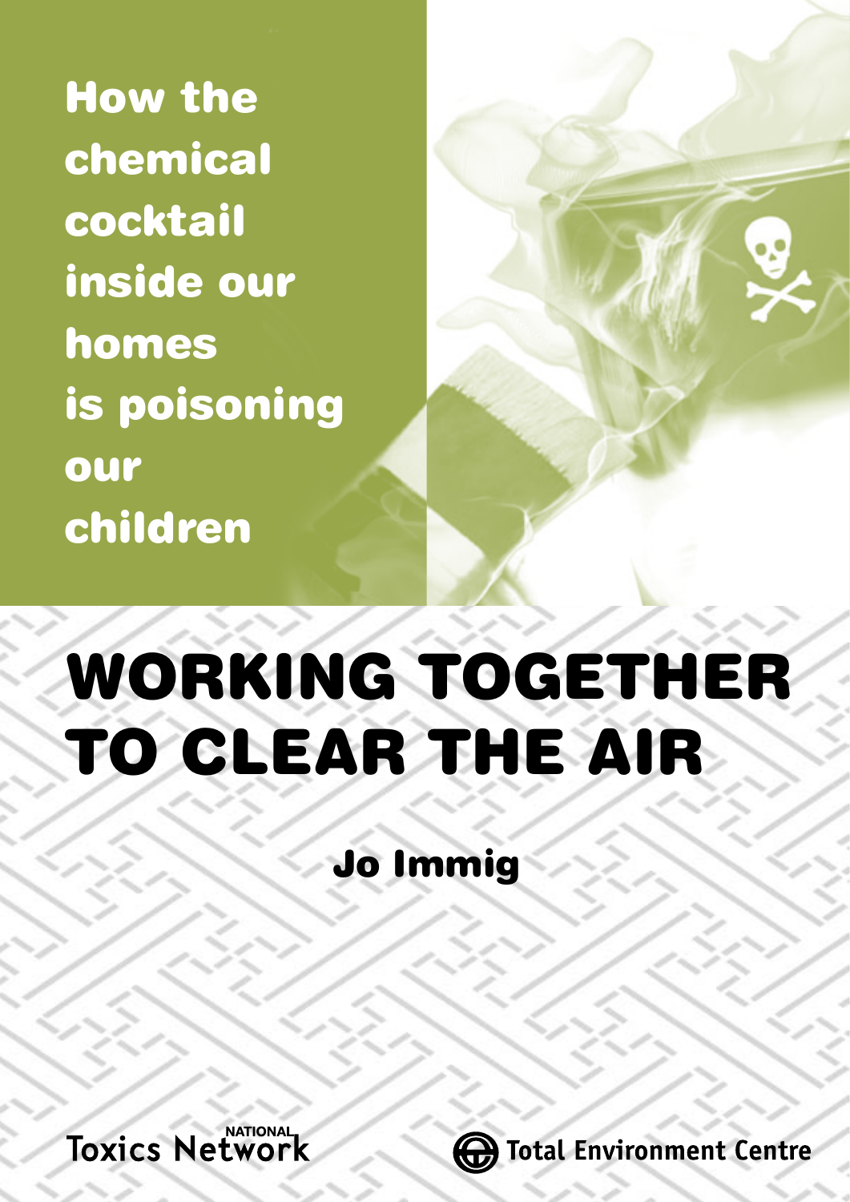How the chemical cocktail inside our homes is poisoning our children

# WORKING TOGETHER TO CLEAR THE AIR

**Jo Immig**

National Toxics Network

Total Environment Centre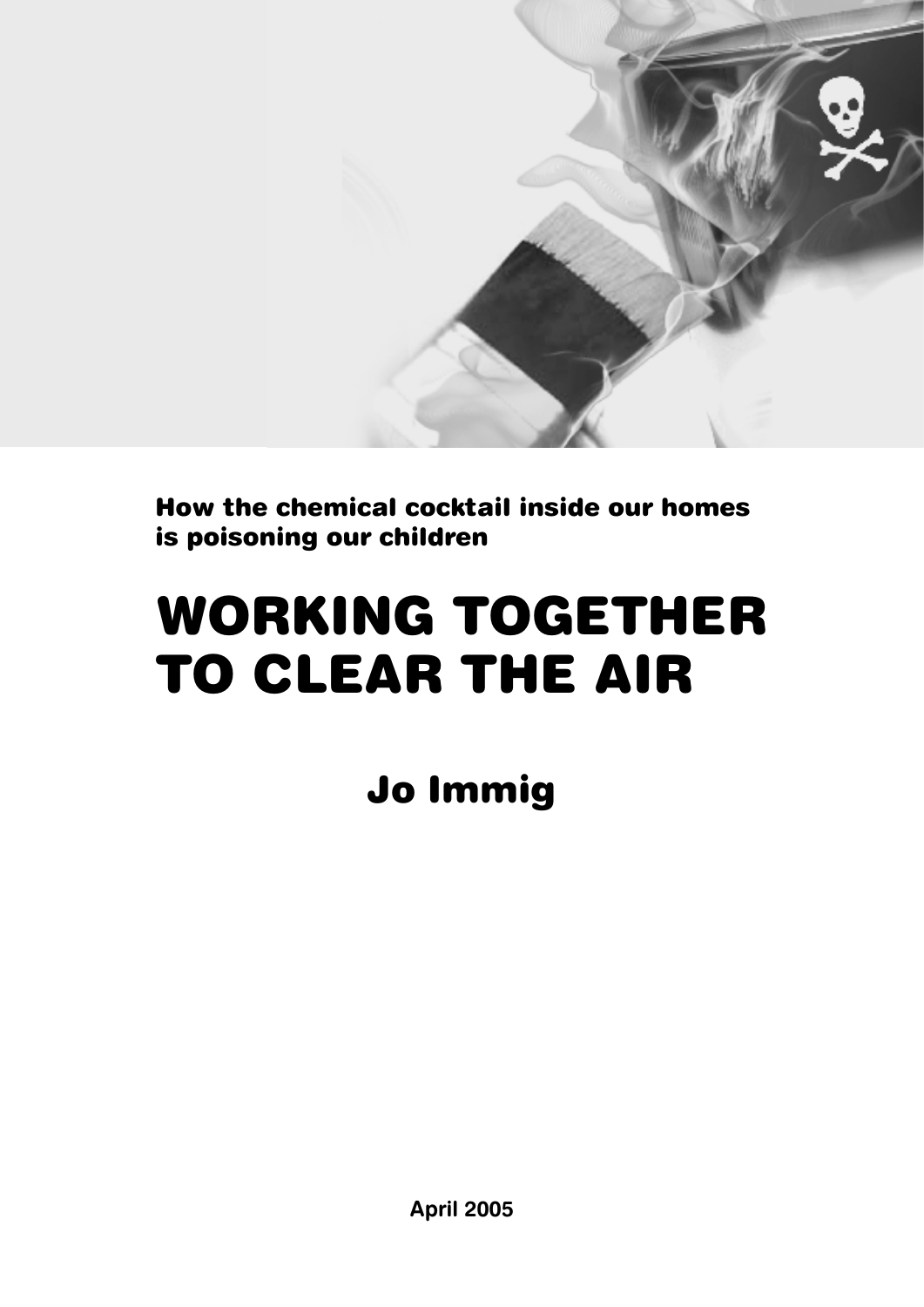**How the chemical cocktail inside our homes is poisoning our children**

# WORKING TOGETHER TO CLEAR THE AIR

## Jo Immig

**April 2005**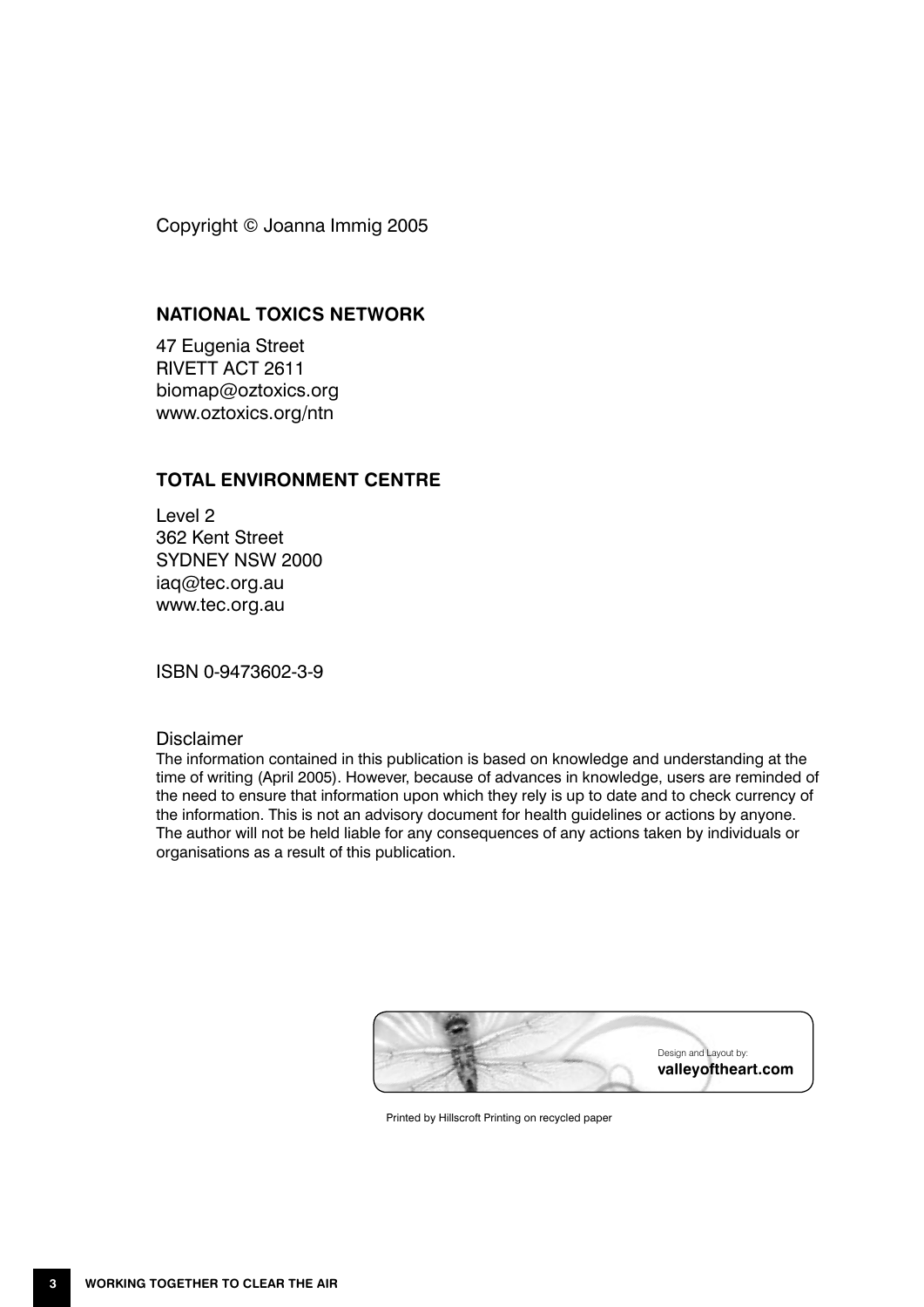Copyright © Joanna Immig 2005

**NATIONAL TOXICS NETWORK**

47 Eugenia Street
RIVETT ACT 2611
biomap@oztoxics.org
www.oztoxics.org/ntn

**TOTAL ENVIRONMENT CENTRE**

Level 2
362 Kent Street
SYDNEY NSW 2000
iaq@tec.org.au
www.tec.org.au

ISBN 0-9473602-3-9

Disclaimer

The information contained in this publication is based on knowledge and understanding at the time of writing (April 2005). However, because of advances in knowledge, users are reminded of the need to ensure that information upon which they rely is up to date and to check currency of the information. This is not an advisory document for health guidelines or actions by anyone. The author will not be held liable for any consequences of any actions taken by individuals or organisations as a result of this publication.

Design and Layout by:
**valleyoftheart.com**

Printed by Hillscroft Printing on recycled paper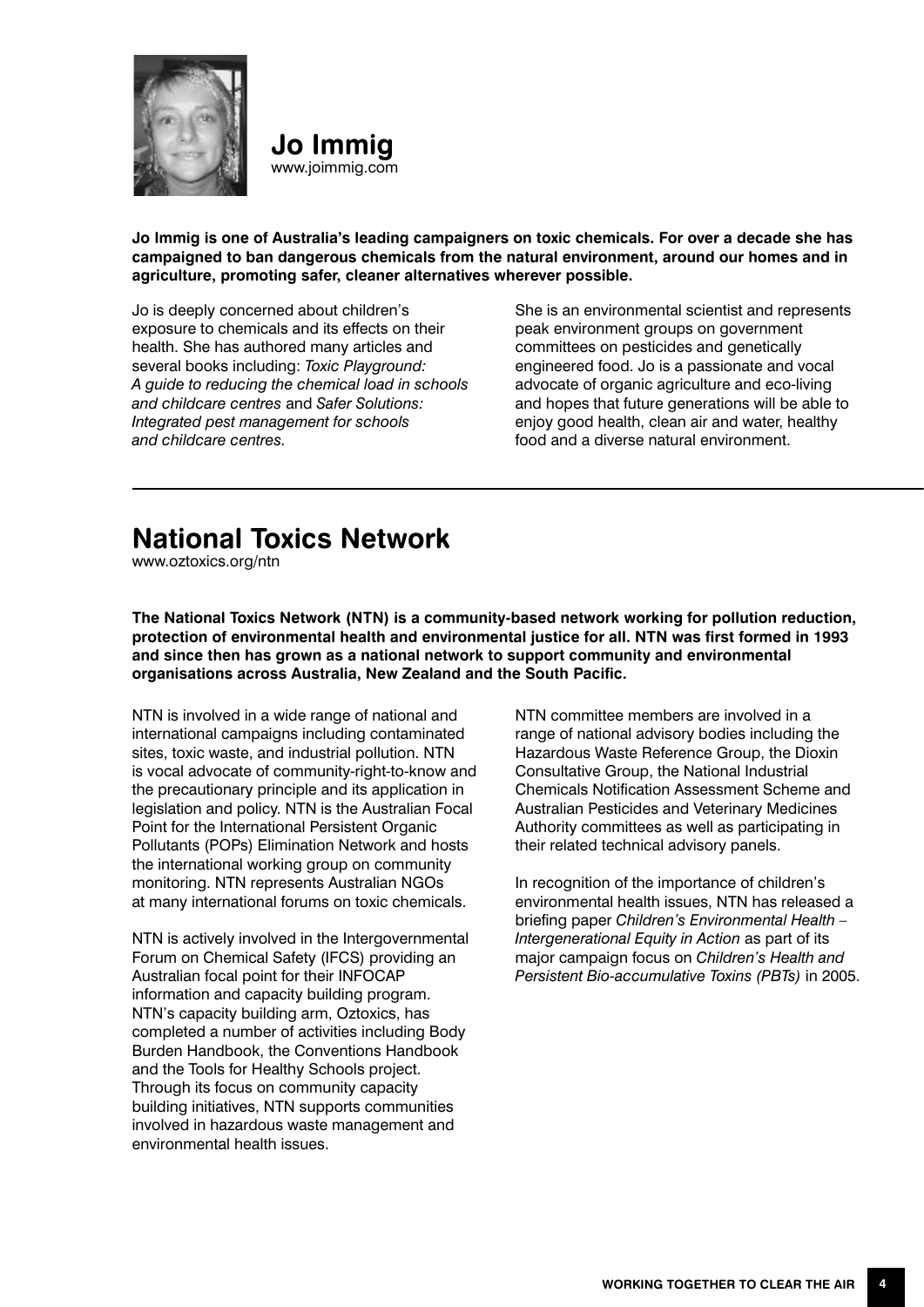## Jo Immig

www.joimmig.com

**Jo Immig is one of Australia's leading campaigners on toxic chemicals. For over a decade she has campaigned to ban dangerous chemicals from the natural environment, around our homes and in agriculture, promoting safer, cleaner alternatives wherever possible.**

Jo is deeply concerned about children's exposure to chemicals and its effects on their health. She has authored many articles and several books including: *Toxic Playground: A guide to reducing the chemical load in schools and childcare centres* and *Safer Solutions: Integrated pest management for schools and childcare centres*.

She is an environmental scientist and represents peak environment groups on government committees on pesticides and genetically engineered food. Jo is a passionate and vocal advocate of organic agriculture and eco-living and hopes that future generations will be able to enjoy good health, clean air and water, healthy food and a diverse natural environment.

## National Toxics Network

www.oztoxics.org/ntn

**The National Toxics Network (NTN) is a community-based network working for pollution reduction, protection of environmental health and environmental justice for all. NTN was first formed in 1993 and since then has grown as a national network to support community and environmental organisations across Australia, New Zealand and the South Pacific.**

NTN is involved in a wide range of national and international campaigns including contaminated sites, toxic waste, and industrial pollution. NTN is vocal advocate of community-right-to-know and the precautionary principle and its application in legislation and policy. NTN is the Australian Focal Point for the International Persistent Organic Pollutants (POPs) Elimination Network and hosts the international working group on community monitoring. NTN represents Australian NGOs at many international forums on toxic chemicals.

NTN is actively involved in the Intergovernmental Forum on Chemical Safety (IFCS) providing an Australian focal point for their INFOCAP information and capacity building program. NTN's capacity building arm, Oztoxics, has completed a number of activities including Body Burden Handbook, the Conventions Handbook and the Tools for Healthy Schools project. Through its focus on community capacity building initiatives, NTN supports communities involved in hazardous waste management and environmental health issues.

NTN committee members are involved in a range of national advisory bodies including the Hazardous Waste Reference Group, the Dioxin Consultative Group, the National Industrial Chemicals Notification Assessment Scheme and Australian Pesticides and Veterinary Medicines Authority committees as well as participating in their related technical advisory panels.

In recognition of the importance of children's environmental health issues, NTN has released a briefing paper *Children's Environmental Health – Intergenerational Equity in Action* as part of its major campaign focus on *Children's Health and Persistent Bio-accumulative Toxins (PBTs)* in 2005.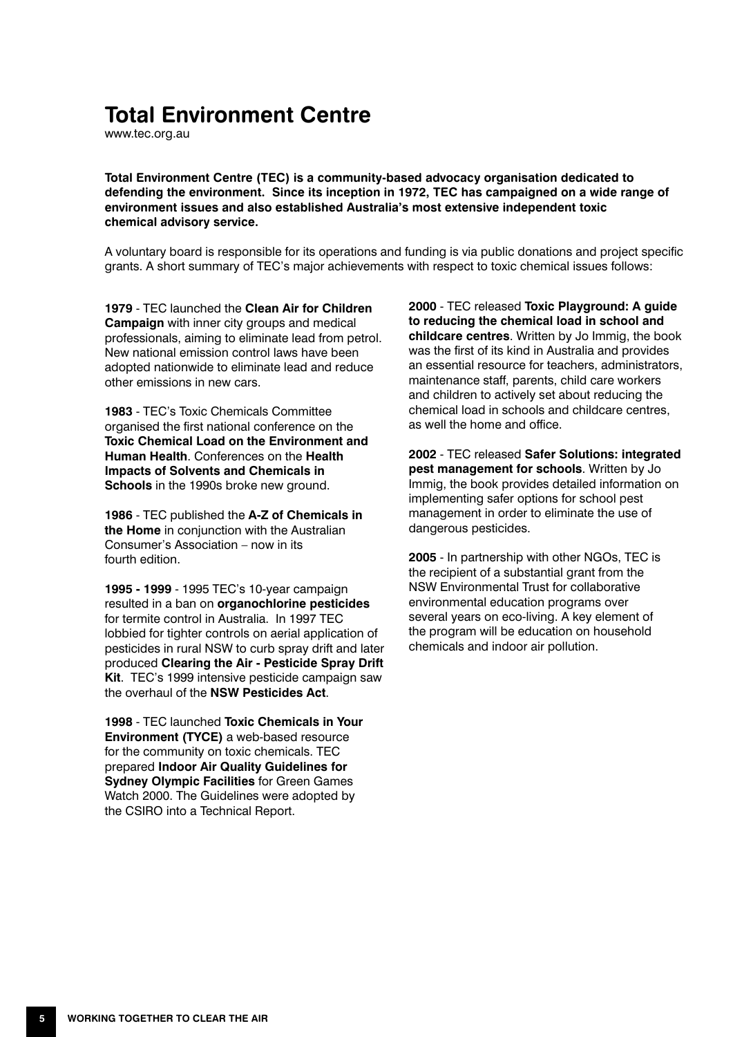# Total Environment Centre

www.tec.org.au

**Total Environment Centre (TEC) is a community-based advocacy organisation dedicated to defending the environment. Since its inception in 1972, TEC has campaigned on a wide range of environment issues and also established Australia's most extensive independent toxic chemical advisory service.**

A voluntary board is responsible for its operations and funding is via public donations and project specific grants. A short summary of TEC's major achievements with respect to toxic chemical issues follows:

**1979** - TEC launched the **Clean Air for Children Campaign** with inner city groups and medical professionals, aiming to eliminate lead from petrol. New national emission control laws have been adopted nationwide to eliminate lead and reduce other emissions in new cars.

**1983** - TEC's Toxic Chemicals Committee organised the first national conference on the **Toxic Chemical Load on the Environment and Human Health**. Conferences on the **Health Impacts of Solvents and Chemicals in Schools** in the 1990s broke new ground.

**1986** - TEC published the **A-Z of Chemicals in the Home** in conjunction with the Australian Consumer's Association – now in its fourth edition.

**1995 - 1999** - 1995 TEC's 10-year campaign resulted in a ban on **organochlorine pesticides** for termite control in Australia. In 1997 TEC lobbied for tighter controls on aerial application of pesticides in rural NSW to curb spray drift and later produced **Clearing the Air - Pesticide Spray Drift Kit**. TEC's 1999 intensive pesticide campaign saw the overhaul of the **NSW Pesticides Act**.

**1998** - TEC launched **Toxic Chemicals in Your Environment (TYCE)** a web-based resource for the community on toxic chemicals. TEC prepared **Indoor Air Quality Guidelines for Sydney Olympic Facilities** for Green Games Watch 2000. The Guidelines were adopted by the CSIRO into a Technical Report.

**2000** - TEC released **Toxic Playground: A guide to reducing the chemical load in school and childcare centres**. Written by Jo Immig, the book was the first of its kind in Australia and provides an essential resource for teachers, administrators, maintenance staff, parents, child care workers and children to actively set about reducing the chemical load in schools and childcare centres, as well the home and office.

**2002** - TEC released **Safer Solutions: integrated pest management for schools**. Written by Jo Immig, the book provides detailed information on implementing safer options for school pest management in order to eliminate the use of dangerous pesticides.

**2005** - In partnership with other NGOs, TEC is the recipient of a substantial grant from the NSW Environmental Trust for collaborative environmental education programs over several years on eco-living. A key element of the program will be education on household chemicals and indoor air pollution.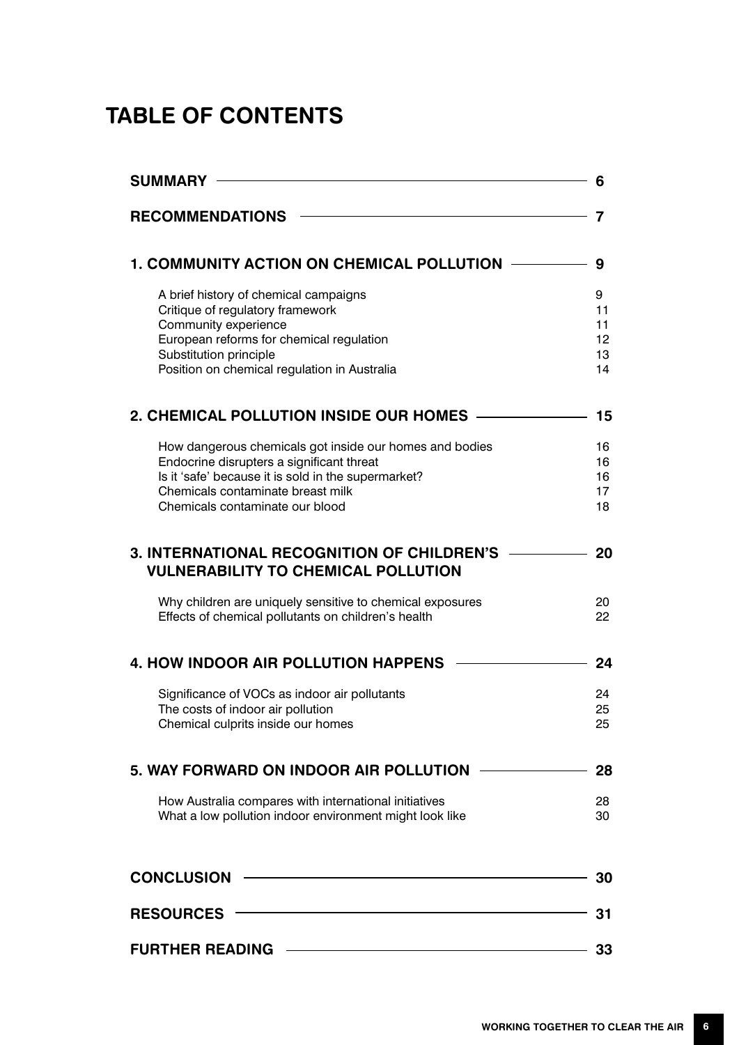# TABLE OF CONTENTS

| | |
|---|---|
| **SUMMARY** | **6** |
| **RECOMMENDATIONS** | **7** |
| **1. COMMUNITY ACTION ON CHEMICAL POLLUTION** | **9** |
| A brief history of chemical campaigns | 9 |
| Critique of regulatory framework | 11 |
| Community experience | 11 |
| European reforms for chemical regulation | 12 |
| Substitution principle | 13 |
| Position on chemical regulation in Australia | 14 |
| **2. CHEMICAL POLLUTION INSIDE OUR HOMES** | **15** |
| How dangerous chemicals got inside our homes and bodies | 16 |
| Endocrine disrupters a significant threat | 16 |
| Is it 'safe' because it is sold in the supermarket? | 16 |
| Chemicals contaminate breast milk | 17 |
| Chemicals contaminate our blood | 18 |
| **3. INTERNATIONAL RECOGNITION OF CHILDREN'S VULNERABILITY TO CHEMICAL POLLUTION** | **20** |
| Why children are uniquely sensitive to chemical exposures | 20 |
| Effects of chemical pollutants on children's health | 22 |
| **4. HOW INDOOR AIR POLLUTION HAPPENS** | **24** |
| Significance of VOCs as indoor air pollutants | 24 |
| The costs of indoor air pollution | 25 |
| Chemical culprits inside our homes | 25 |
| **5. WAY FORWARD ON INDOOR AIR POLLUTION** | **28** |
| How Australia compares with international initiatives | 28 |
| What a low pollution indoor environment might look like | 30 |
| **CONCLUSION** | **30** |
| **RESOURCES** | **31** |
| **FURTHER READING** | **33** |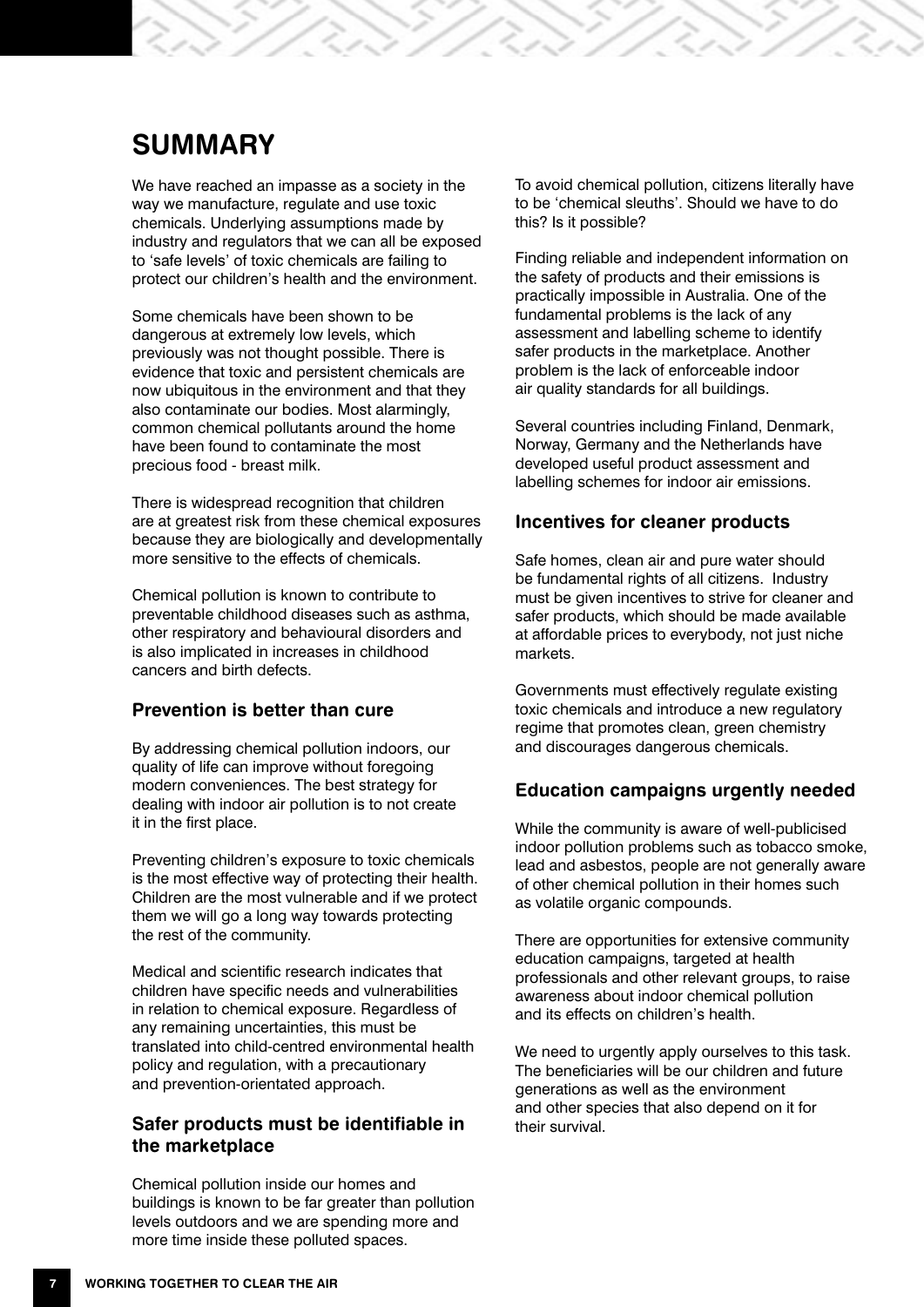# SUMMARY

We have reached an impasse as a society in the way we manufacture, regulate and use toxic chemicals. Underlying assumptions made by industry and regulators that we can all be exposed to 'safe levels' of toxic chemicals are failing to protect our children's health and the environment.

Some chemicals have been shown to be dangerous at extremely low levels, which previously was not thought possible. There is evidence that toxic and persistent chemicals are now ubiquitous in the environment and that they also contaminate our bodies. Most alarmingly, common chemical pollutants around the home have been found to contaminate the most precious food - breast milk.

There is widespread recognition that children are at greatest risk from these chemical exposures because they are biologically and developmentally more sensitive to the effects of chemicals.

Chemical pollution is known to contribute to preventable childhood diseases such as asthma, other respiratory and behavioural disorders and is also implicated in increases in childhood cancers and birth defects.

### Prevention is better than cure

By addressing chemical pollution indoors, our quality of life can improve without foregoing modern conveniences. The best strategy for dealing with indoor air pollution is to not create it in the first place.

Preventing children's exposure to toxic chemicals is the most effective way of protecting their health. Children are the most vulnerable and if we protect them we will go a long way towards protecting the rest of the community.

Medical and scientific research indicates that children have specific needs and vulnerabilities in relation to chemical exposure. Regardless of any remaining uncertainties, this must be translated into child-centred environmental health policy and regulation, with a precautionary and prevention-orientated approach.

### Safer products must be identifiable in the marketplace

Chemical pollution inside our homes and buildings is known to be far greater than pollution levels outdoors and we are spending more and more time inside these polluted spaces.

To avoid chemical pollution, citizens literally have to be 'chemical sleuths'. Should we have to do this? Is it possible?

Finding reliable and independent information on the safety of products and their emissions is practically impossible in Australia. One of the fundamental problems is the lack of any assessment and labelling scheme to identify safer products in the marketplace. Another problem is the lack of enforceable indoor air quality standards for all buildings.

Several countries including Finland, Denmark, Norway, Germany and the Netherlands have developed useful product assessment and labelling schemes for indoor air emissions.

### Incentives for cleaner products

Safe homes, clean air and pure water should be fundamental rights of all citizens. Industry must be given incentives to strive for cleaner and safer products, which should be made available at affordable prices to everybody, not just niche markets.

Governments must effectively regulate existing toxic chemicals and introduce a new regulatory regime that promotes clean, green chemistry and discourages dangerous chemicals.

### Education campaigns urgently needed

While the community is aware of well-publicised indoor pollution problems such as tobacco smoke, lead and asbestos, people are not generally aware of other chemical pollution in their homes such as volatile organic compounds.

There are opportunities for extensive community education campaigns, targeted at health professionals and other relevant groups, to raise awareness about indoor chemical pollution and its effects on children's health.

We need to urgently apply ourselves to this task. The beneficiaries will be our children and future generations as well as the environment and other species that also depend on it for their survival.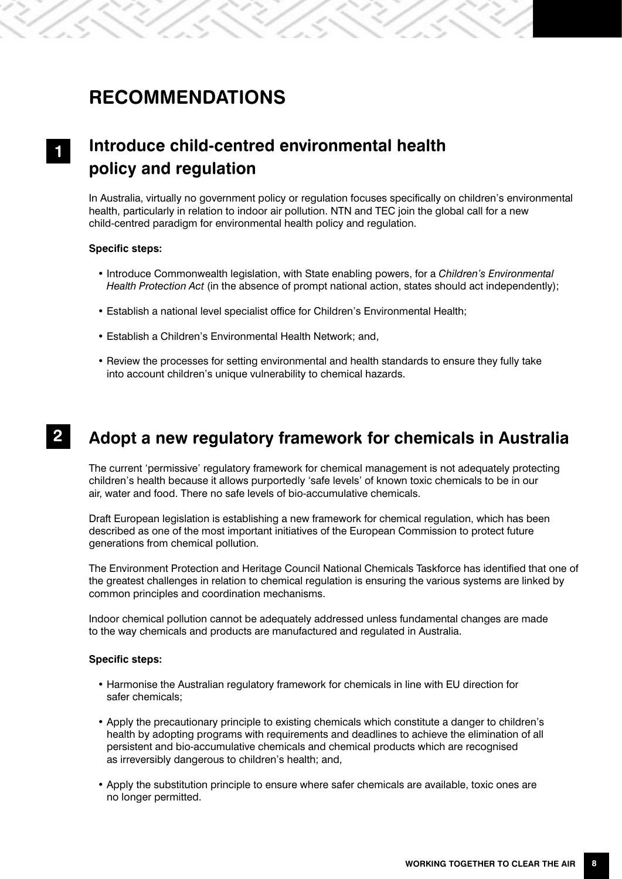# RECOMMENDATIONS

## 1 Introduce child-centred environmental health policy and regulation

In Australia, virtually no government policy or regulation focuses specifically on children's environmental health, particularly in relation to indoor air pollution. NTN and TEC join the global call for a new child-centred paradigm for environmental health policy and regulation.

**Specific steps:**

- Introduce Commonwealth legislation, with State enabling powers, for a *Children's Environmental Health Protection Act* (in the absence of prompt national action, states should act independently);
- Establish a national level specialist office for Children's Environmental Health;
- Establish a Children's Environmental Health Network; and,
- Review the processes for setting environmental and health standards to ensure they fully take into account children's unique vulnerability to chemical hazards.

## 2 Adopt a new regulatory framework for chemicals in Australia

The current 'permissive' regulatory framework for chemical management is not adequately protecting children's health because it allows purportedly 'safe levels' of known toxic chemicals to be in our air, water and food. There no safe levels of bio-accumulative chemicals.

Draft European legislation is establishing a new framework for chemical regulation, which has been described as one of the most important initiatives of the European Commission to protect future generations from chemical pollution.

The Environment Protection and Heritage Council National Chemicals Taskforce has identified that one of the greatest challenges in relation to chemical regulation is ensuring the various systems are linked by common principles and coordination mechanisms.

Indoor chemical pollution cannot be adequately addressed unless fundamental changes are made to the way chemicals and products are manufactured and regulated in Australia.

**Specific steps:**

- Harmonise the Australian regulatory framework for chemicals in line with EU direction for safer chemicals;
- Apply the precautionary principle to existing chemicals which constitute a danger to children's health by adopting programs with requirements and deadlines to achieve the elimination of all persistent and bio-accumulative chemicals and chemical products which are recognised as irreversibly dangerous to children's health; and,
- Apply the substitution principle to ensure where safer chemicals are available, toxic ones are no longer permitted.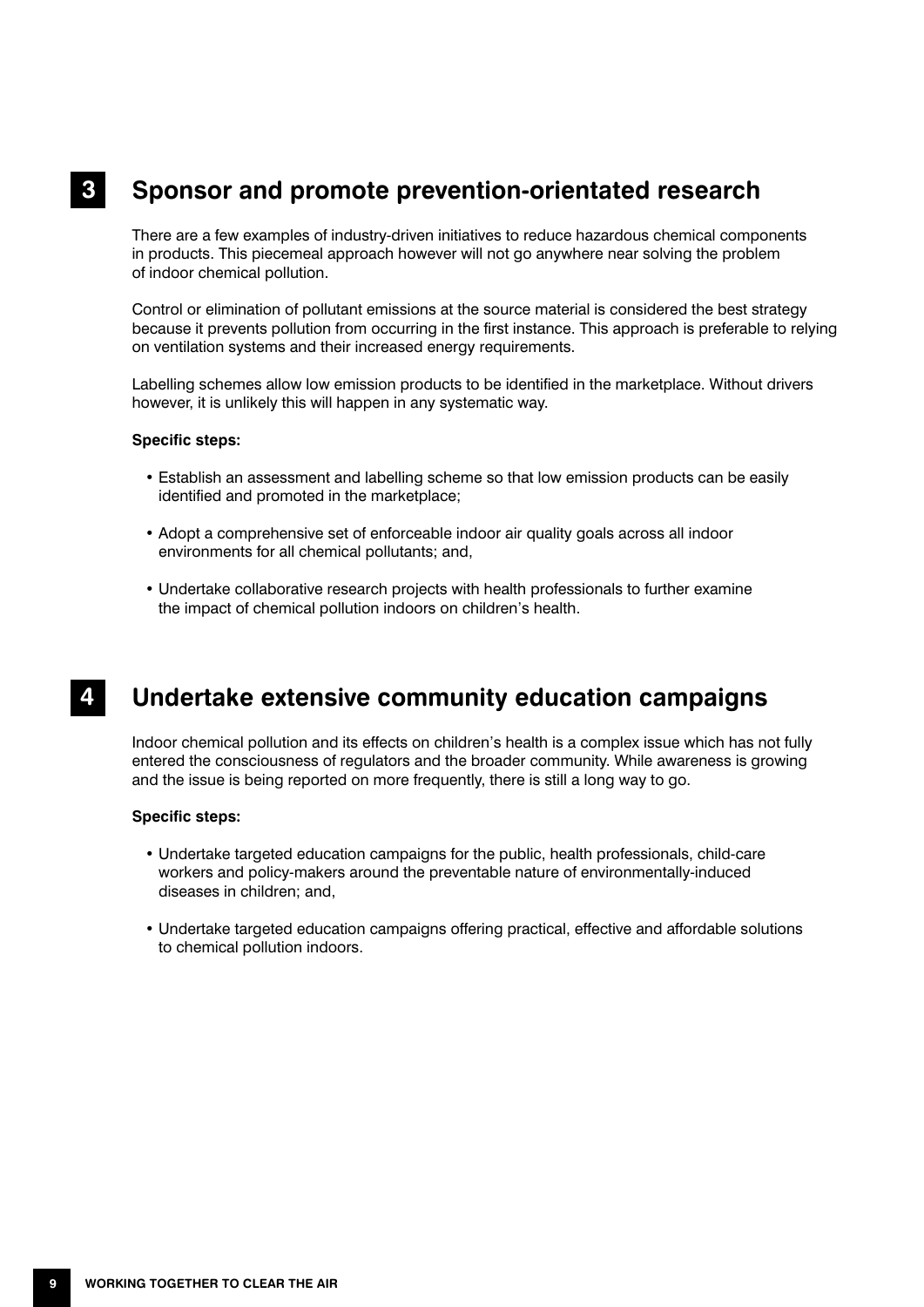## 3 Sponsor and promote prevention-orientated research

There are a few examples of industry-driven initiatives to reduce hazardous chemical components in products. This piecemeal approach however will not go anywhere near solving the problem of indoor chemical pollution.

Control or elimination of pollutant emissions at the source material is considered the best strategy because it prevents pollution from occurring in the first instance. This approach is preferable to relying on ventilation systems and their increased energy requirements.

Labelling schemes allow low emission products to be identified in the marketplace. Without drivers however, it is unlikely this will happen in any systematic way.

**Specific steps:**

- Establish an assessment and labelling scheme so that low emission products can be easily identified and promoted in the marketplace;
- Adopt a comprehensive set of enforceable indoor air quality goals across all indoor environments for all chemical pollutants; and,
- Undertake collaborative research projects with health professionals to further examine the impact of chemical pollution indoors on children's health.

## 4 Undertake extensive community education campaigns

Indoor chemical pollution and its effects on children's health is a complex issue which has not fully entered the consciousness of regulators and the broader community. While awareness is growing and the issue is being reported on more frequently, there is still a long way to go.

**Specific steps:**

- Undertake targeted education campaigns for the public, health professionals, child-care workers and policy-makers around the preventable nature of environmentally-induced diseases in children; and,
- Undertake targeted education campaigns offering practical, effective and affordable solutions to chemical pollution indoors.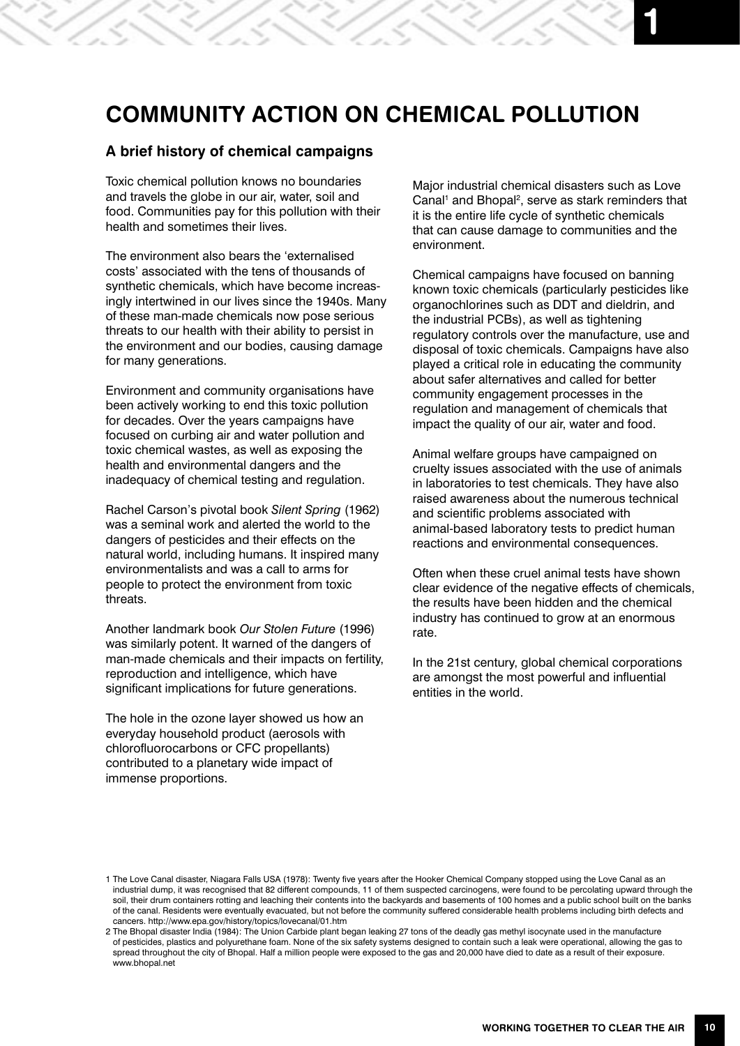# COMMUNITY ACTION ON CHEMICAL POLLUTION

## A brief history of chemical campaigns

Toxic chemical pollution knows no boundaries and travels the globe in our air, water, soil and food. Communities pay for this pollution with their health and sometimes their lives.

The environment also bears the 'externalised costs' associated with the tens of thousands of synthetic chemicals, which have become increasingly intertwined in our lives since the 1940s. Many of these man-made chemicals now pose serious threats to our health with their ability to persist in the environment and our bodies, causing damage for many generations.

Environment and community organisations have been actively working to end this toxic pollution for decades. Over the years campaigns have focused on curbing air and water pollution and toxic chemical wastes, as well as exposing the health and environmental dangers and the inadequacy of chemical testing and regulation.

Rachel Carson's pivotal book *Silent Spring* (1962) was a seminal work and alerted the world to the dangers of pesticides and their effects on the natural world, including humans. It inspired many environmentalists and was a call to arms for people to protect the environment from toxic threats.

Another landmark book *Our Stolen Future* (1996) was similarly potent. It warned of the dangers of man-made chemicals and their impacts on fertility, reproduction and intelligence, which have significant implications for future generations.

The hole in the ozone layer showed us how an everyday household product (aerosols with chlorofluorocarbons or CFC propellants) contributed to a planetary wide impact of immense proportions.

Major industrial chemical disasters such as Love Canal[1] and Bhopal[2], serve as stark reminders that it is the entire life cycle of synthetic chemicals that can cause damage to communities and the environment.

Chemical campaigns have focused on banning known toxic chemicals (particularly pesticides like organochlorines such as DDT and dieldrin, and the industrial PCBs), as well as tightening regulatory controls over the manufacture, use and disposal of toxic chemicals. Campaigns have also played a critical role in educating the community about safer alternatives and called for better community engagement processes in the regulation and management of chemicals that impact the quality of our air, water and food.

Animal welfare groups have campaigned on cruelty issues associated with the use of animals in laboratories to test chemicals. They have also raised awareness about the numerous technical and scientific problems associated with animal-based laboratory tests to predict human reactions and environmental consequences.

Often when these cruel animal tests have shown clear evidence of the negative effects of chemicals, the results have been hidden and the chemical industry has continued to grow at an enormous rate.

In the 21st century, global chemical corporations are amongst the most powerful and influential entities in the world.

1 The Love Canal disaster, Niagara Falls USA (1978): Twenty five years after the Hooker Chemical Company stopped using the Love Canal as an industrial dump, it was recognised that 82 different compounds, 11 of them suspected carcinogens, were found to be percolating upward through the soil, their drum containers rotting and leaching their contents into the backyards and basements of 100 homes and a public school built on the banks of the canal. Residents were eventually evacuated, but not before the community suffered considerable health problems including birth defects and cancers. http://www.epa.gov/history/topics/lovecanal/01.htm

2 The Bhopal disaster India (1984): The Union Carbide plant began leaking 27 tons of the deadly gas methyl isocynate used in the manufacture of pesticides, plastics and polyurethane foam. None of the six safety systems designed to contain such a leak were operational, allowing the gas to spread throughout the city of Bhopal. Half a million people were exposed to the gas and 20,000 have died to date as a result of their exposure. www.bhopal.net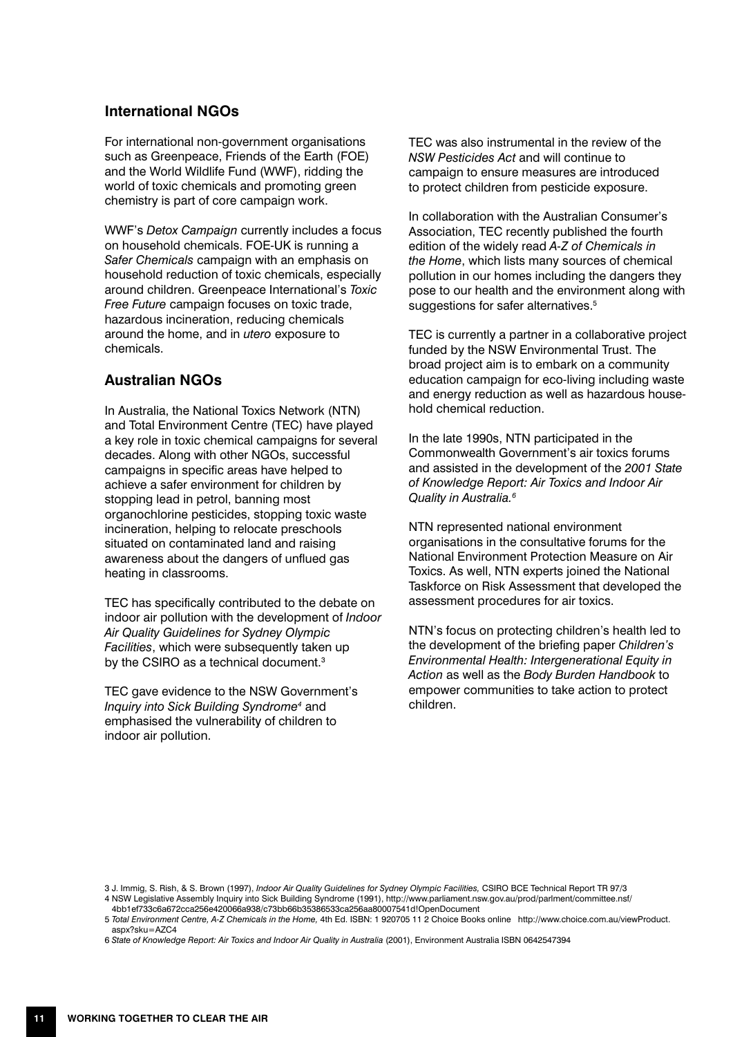## International NGOs

For international non-government organisations such as Greenpeace, Friends of the Earth (FOE) and the World Wildlife Fund (WWF), ridding the world of toxic chemicals and promoting green chemistry is part of core campaign work.

WWF's *Detox Campaign* currently includes a focus on household chemicals. FOE-UK is running a *Safer Chemicals* campaign with an emphasis on household reduction of toxic chemicals, especially around children. Greenpeace International's *Toxic Free Future* campaign focuses on toxic trade, hazardous incineration, reducing chemicals around the home, and in *utero* exposure to chemicals.

## Australian NGOs

In Australia, the National Toxics Network (NTN) and Total Environment Centre (TEC) have played a key role in toxic chemical campaigns for several decades. Along with other NGOs, successful campaigns in specific areas have helped to achieve a safer environment for children by stopping lead in petrol, banning most organochlorine pesticides, stopping toxic waste incineration, helping to relocate preschools situated on contaminated land and raising awareness about the dangers of unflued gas heating in classrooms.

TEC has specifically contributed to the debate on indoor air pollution with the development of *Indoor Air Quality Guidelines for Sydney Olympic Facilities*, which were subsequently taken up by the CSIRO as a technical document.[3]

TEC gave evidence to the NSW Government's *Inquiry into Sick Building Syndrome*[4] and emphasised the vulnerability of children to indoor air pollution.

TEC was also instrumental in the review of the *NSW Pesticides Act* and will continue to campaign to ensure measures are introduced to protect children from pesticide exposure.

In collaboration with the Australian Consumer's Association, TEC recently published the fourth edition of the widely read *A-Z of Chemicals in the Home*, which lists many sources of chemical pollution in our homes including the dangers they pose to our health and the environment along with suggestions for safer alternatives.[5]

TEC is currently a partner in a collaborative project funded by the NSW Environmental Trust. The broad project aim is to embark on a community education campaign for eco-living including waste and energy reduction as well as hazardous household chemical reduction.

In the late 1990s, NTN participated in the Commonwealth Government's air toxics forums and assisted in the development of the *2001 State of Knowledge Report: Air Toxics and Indoor Air Quality in Australia.*[6]

NTN represented national environment organisations in the consultative forums for the National Environment Protection Measure on Air Toxics. As well, NTN experts joined the National Taskforce on Risk Assessment that developed the assessment procedures for air toxics.

NTN's focus on protecting children's health led to the development of the briefing paper *Children's Environmental Health: Intergenerational Equity in Action* as well as the *Body Burden Handbook* to empower communities to take action to protect children.

3 J. Immig, S. Rish, & S. Brown (1997), *Indoor Air Quality Guidelines for Sydney Olympic Facilities,* CSIRO BCE Technical Report TR 97/3

4 NSW Legislative Assembly Inquiry into Sick Building Syndrome (1991), http://www.parliament.nsw.gov.au/prod/parlment/committee.nsf/4bb1ef733c6a672cca256e420066a938/c73bb66b35386533ca256aa80007541d!OpenDocument

5 *Total Environment Centre, A-Z Chemicals in the Home,* 4th Ed. ISBN: 1 920705 11 2 Choice Books online http://www.choice.com.au/viewProduct.aspx?sku=AZC4

6 *State of Knowledge Report: Air Toxics and Indoor Air Quality in Australia* (2001), Environment Australia ISBN 0642547394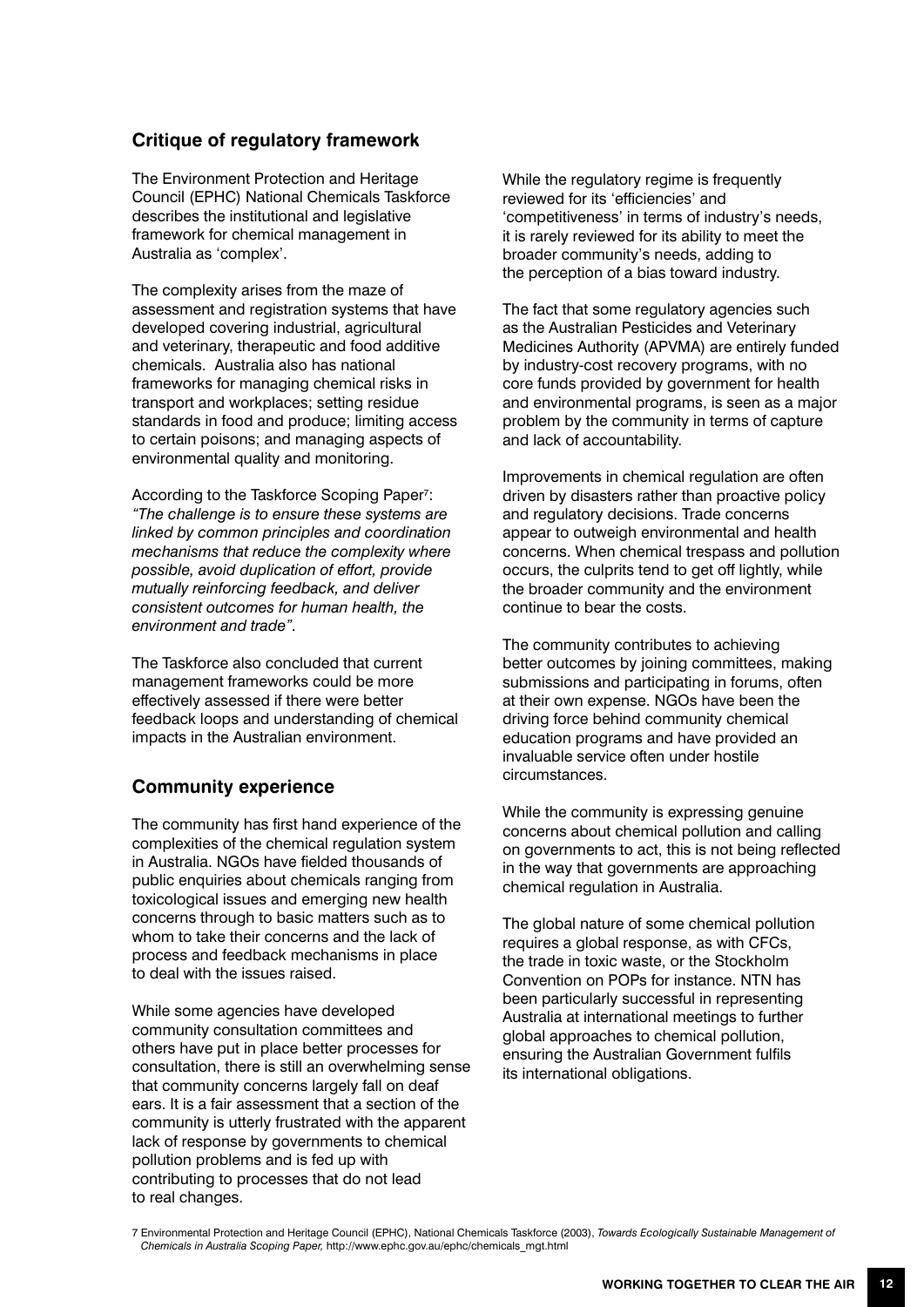## Critique of regulatory framework

The Environment Protection and Heritage Council (EPHC) National Chemicals Taskforce describes the institutional and legislative framework for chemical management in Australia as 'complex'.

The complexity arises from the maze of assessment and registration systems that have developed covering industrial, agricultural and veterinary, therapeutic and food additive chemicals. Australia also has national frameworks for managing chemical risks in transport and workplaces; setting residue standards in food and produce; limiting access to certain poisons; and managing aspects of environmental quality and monitoring.

According to the Taskforce Scoping Paper[7]: *"The challenge is to ensure these systems are linked by common principles and coordination mechanisms that reduce the complexity where possible, avoid duplication of effort, provide mutually reinforcing feedback, and deliver consistent outcomes for human health, the environment and trade".*

The Taskforce also concluded that current management frameworks could be more effectively assessed if there were better feedback loops and understanding of chemical impacts in the Australian environment.

## Community experience

The community has first hand experience of the complexities of the chemical regulation system in Australia. NGOs have fielded thousands of public enquiries about chemicals ranging from toxicological issues and emerging new health concerns through to basic matters such as to whom to take their concerns and the lack of process and feedback mechanisms in place to deal with the issues raised.

While some agencies have developed community consultation committees and others have put in place better processes for consultation, there is still an overwhelming sense that community concerns largely fall on deaf ears. It is a fair assessment that a section of the community is utterly frustrated with the apparent lack of response by governments to chemical pollution problems and is fed up with contributing to processes that do not lead to real changes.

While the regulatory regime is frequently reviewed for its 'efficiencies' and 'competitiveness' in terms of industry's needs, it is rarely reviewed for its ability to meet the broader community's needs, adding to the perception of a bias toward industry.

The fact that some regulatory agencies such as the Australian Pesticides and Veterinary Medicines Authority (APVMA) are entirely funded by industry-cost recovery programs, with no core funds provided by government for health and environmental programs, is seen as a major problem by the community in terms of capture and lack of accountability.

Improvements in chemical regulation are often driven by disasters rather than proactive policy and regulatory decisions. Trade concerns appear to outweigh environmental and health concerns. When chemical trespass and pollution occurs, the culprits tend to get off lightly, while the broader community and the environment continue to bear the costs.

The community contributes to achieving better outcomes by joining committees, making submissions and participating in forums, often at their own expense. NGOs have been the driving force behind community chemical education programs and have provided an invaluable service often under hostile circumstances.

While the community is expressing genuine concerns about chemical pollution and calling on governments to act, this is not being reflected in the way that governments are approaching chemical regulation in Australia.

The global nature of some chemical pollution requires a global response, as with CFCs, the trade in toxic waste, or the Stockholm Convention on POPs for instance. NTN has been particularly successful in representing Australia at international meetings to further global approaches to chemical pollution, ensuring the Australian Government fulfils its international obligations.

7 Environmental Protection and Heritage Council (EPHC), National Chemicals Taskforce (2003), *Towards Ecologically Sustainable Management of Chemicals in Australia Scoping Paper,* http://www.ephc.gov.au/ephc/chemicals_mgt.html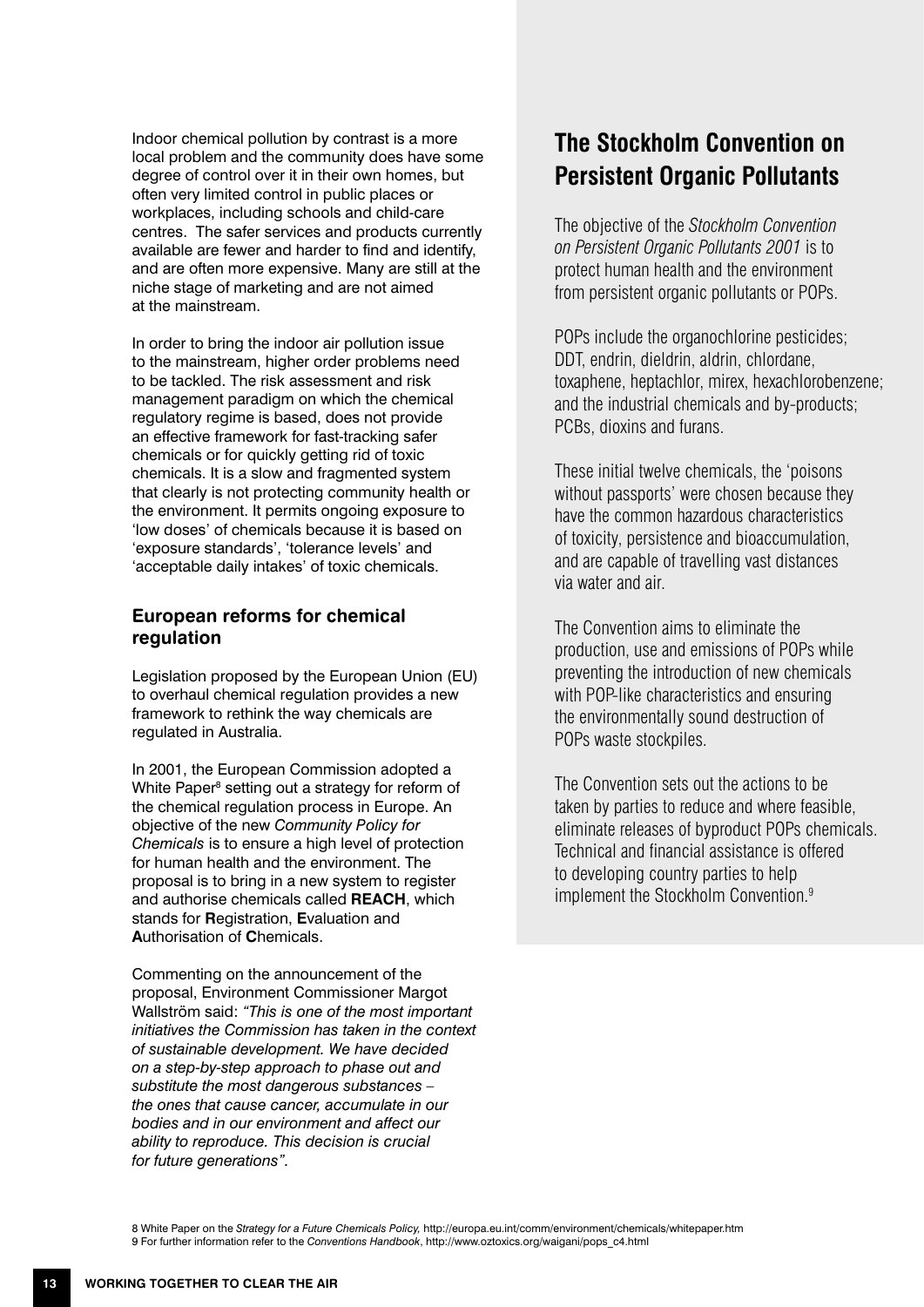Indoor chemical pollution by contrast is a more local problem and the community does have some degree of control over it in their own homes, but often very limited control in public places or workplaces, including schools and child-care centres. The safer services and products currently available are fewer and harder to find and identify, and are often more expensive. Many are still at the niche stage of marketing and are not aimed at the mainstream.

In order to bring the indoor air pollution issue to the mainstream, higher order problems need to be tackled. The risk assessment and risk management paradigm on which the chemical regulatory regime is based, does not provide an effective framework for fast-tracking safer chemicals or for quickly getting rid of toxic chemicals. It is a slow and fragmented system that clearly is not protecting community health or the environment. It permits ongoing exposure to 'low doses' of chemicals because it is based on 'exposure standards', 'tolerance levels' and 'acceptable daily intakes' of toxic chemicals.

### European reforms for chemical regulation

Legislation proposed by the European Union (EU) to overhaul chemical regulation provides a new framework to rethink the way chemicals are regulated in Australia.

In 2001, the European Commission adopted a White Paper[8] setting out a strategy for reform of the chemical regulation process in Europe. An objective of the new *Community Policy for Chemicals* is to ensure a high level of protection for human health and the environment. The proposal is to bring in a new system to register and authorise chemicals called **REACH**, which stands for **R**egistration, **E**valuation and **A**uthorisation of **C**hemicals.

Commenting on the announcement of the proposal, Environment Commissioner Margot Wallström said: *"This is one of the most important initiatives the Commission has taken in the context of sustainable development. We have decided on a step-by-step approach to phase out and substitute the most dangerous substances – the ones that cause cancer, accumulate in our bodies and in our environment and affect our ability to reproduce. This decision is crucial for future generations"*.

## The Stockholm Convention on Persistent Organic Pollutants

The objective of the *Stockholm Convention on Persistent Organic Pollutants 2001* is to protect human health and the environment from persistent organic pollutants or POPs.

POPs include the organochlorine pesticides; DDT, endrin, dieldrin, aldrin, chlordane, toxaphene, heptachlor, mirex, hexachlorobenzene; and the industrial chemicals and by-products; PCBs, dioxins and furans.

These initial twelve chemicals, the 'poisons without passports' were chosen because they have the common hazardous characteristics of toxicity, persistence and bioaccumulation, and are capable of travelling vast distances via water and air.

The Convention aims to eliminate the production, use and emissions of POPs while preventing the introduction of new chemicals with POP-like characteristics and ensuring the environmentally sound destruction of POPs waste stockpiles.

The Convention sets out the actions to be taken by parties to reduce and where feasible, eliminate releases of byproduct POPs chemicals. Technical and financial assistance is offered to developing country parties to help implement the Stockholm Convention.[9]

8 White Paper on the *Strategy for a Future Chemicals Policy*, http://europa.eu.int/comm/environment/chemicals/whitepaper.htm
9 For further information refer to the *Conventions Handbook*, http://www.oztoxics.org/waigani/pops_c4.html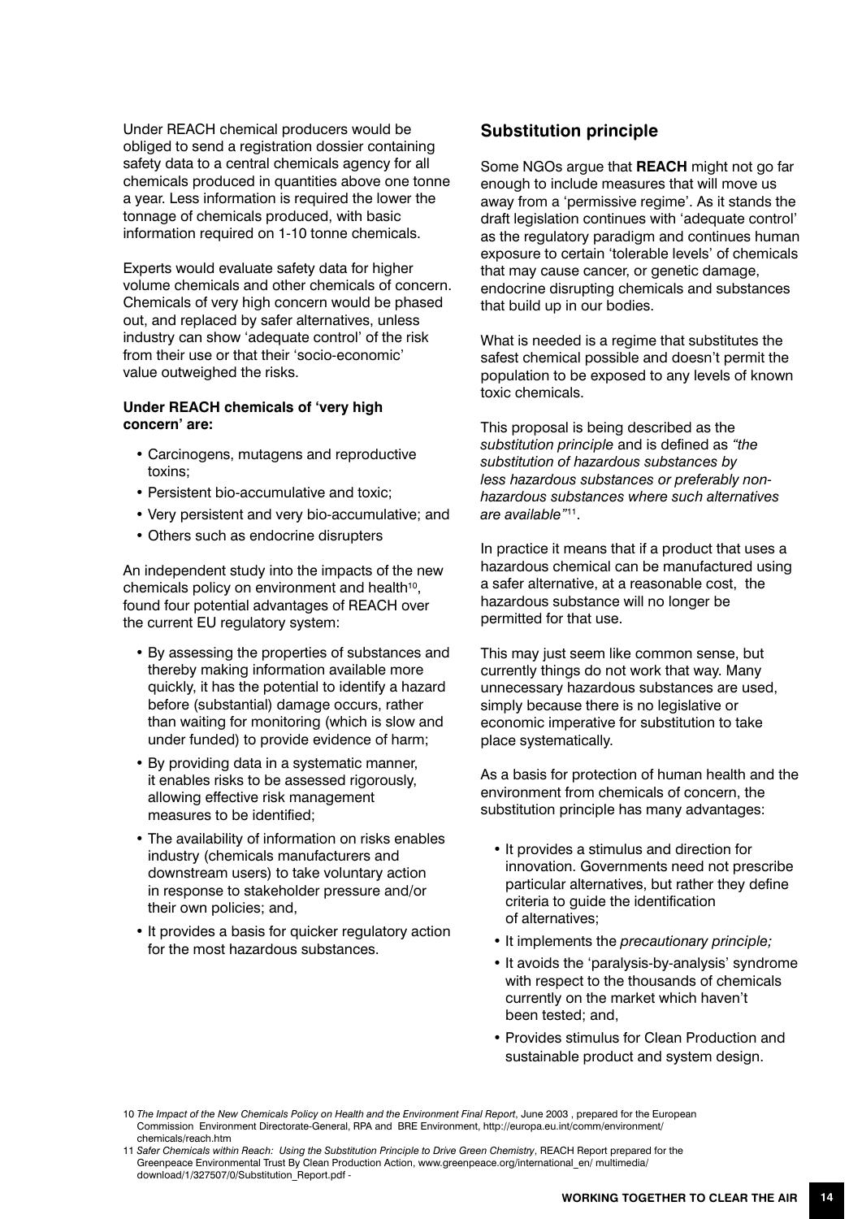Under REACH chemical producers would be obliged to send a registration dossier containing safety data to a central chemicals agency for all chemicals produced in quantities above one tonne a year. Less information is required the lower the tonnage of chemicals produced, with basic information required on 1-10 tonne chemicals.

Experts would evaluate safety data for higher volume chemicals and other chemicals of concern. Chemicals of very high concern would be phased out, and replaced by safer alternatives, unless industry can show 'adequate control' of the risk from their use or that their 'socio-economic' value outweighed the risks.

**Under REACH chemicals of 'very high concern' are:**

- Carcinogens, mutagens and reproductive toxins;
- Persistent bio-accumulative and toxic;
- Very persistent and very bio-accumulative; and
- Others such as endocrine disrupters

An independent study into the impacts of the new chemicals policy on environment and health[10], found four potential advantages of REACH over the current EU regulatory system:

- By assessing the properties of substances and thereby making information available more quickly, it has the potential to identify a hazard before (substantial) damage occurs, rather than waiting for monitoring (which is slow and under funded) to provide evidence of harm;
- By providing data in a systematic manner, it enables risks to be assessed rigorously, allowing effective risk management measures to be identified;
- The availability of information on risks enables industry (chemicals manufacturers and downstream users) to take voluntary action in response to stakeholder pressure and/or their own policies; and,
- It provides a basis for quicker regulatory action for the most hazardous substances.

## Substitution principle

Some NGOs argue that **REACH** might not go far enough to include measures that will move us away from a 'permissive regime'. As it stands the draft legislation continues with 'adequate control' as the regulatory paradigm and continues human exposure to certain 'tolerable levels' of chemicals that may cause cancer, or genetic damage, endocrine disrupting chemicals and substances that build up in our bodies.

What is needed is a regime that substitutes the safest chemical possible and doesn't permit the population to be exposed to any levels of known toxic chemicals.

This proposal is being described as the *substitution principle* and is defined as *"the substitution of hazardous substances by less hazardous substances or preferably non-hazardous substances where such alternatives are available"*[11].

In practice it means that if a product that uses a hazardous chemical can be manufactured using a safer alternative, at a reasonable cost, the hazardous substance will no longer be permitted for that use.

This may just seem like common sense, but currently things do not work that way. Many unnecessary hazardous substances are used, simply because there is no legislative or economic imperative for substitution to take place systematically.

As a basis for protection of human health and the environment from chemicals of concern, the substitution principle has many advantages:

- It provides a stimulus and direction for innovation. Governments need not prescribe particular alternatives, but rather they define criteria to guide the identification of alternatives;
- It implements the *precautionary principle;*
- It avoids the 'paralysis-by-analysis' syndrome with respect to the thousands of chemicals currently on the market which haven't been tested; and,
- Provides stimulus for Clean Production and sustainable product and system design.

10 *The Impact of the New Chemicals Policy on Health and the Environment Final Report*, June 2003 , prepared for the European Commission Environment Directorate-General, RPA and BRE Environment, http://europa.eu.int/comm/environment/chemicals/reach.htm

11 *Safer Chemicals within Reach: Using the Substitution Principle to Drive Green Chemistry*, REACH Report prepared for the Greenpeace Environmental Trust By Clean Production Action, www.greenpeace.org/international_en/ multimedia/download/1/327507/0/Substitution_Report.pdf -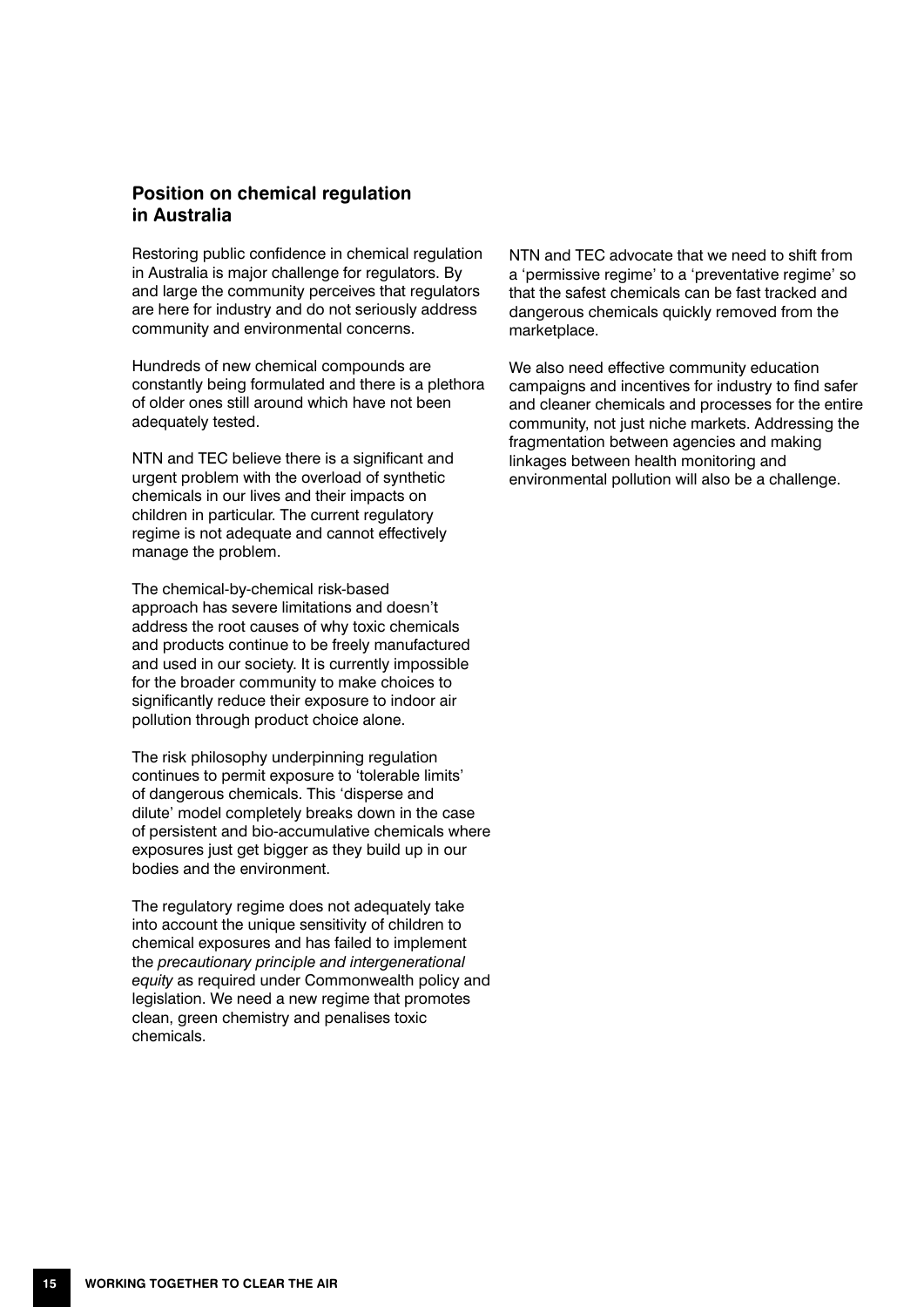## Position on chemical regulation in Australia

Restoring public confidence in chemical regulation in Australia is major challenge for regulators. By and large the community perceives that regulators are here for industry and do not seriously address community and environmental concerns.

Hundreds of new chemical compounds are constantly being formulated and there is a plethora of older ones still around which have not been adequately tested.

NTN and TEC believe there is a significant and urgent problem with the overload of synthetic chemicals in our lives and their impacts on children in particular. The current regulatory regime is not adequate and cannot effectively manage the problem.

The chemical-by-chemical risk-based approach has severe limitations and doesn't address the root causes of why toxic chemicals and products continue to be freely manufactured and used in our society. It is currently impossible for the broader community to make choices to significantly reduce their exposure to indoor air pollution through product choice alone.

The risk philosophy underpinning regulation continues to permit exposure to 'tolerable limits' of dangerous chemicals. This 'disperse and dilute' model completely breaks down in the case of persistent and bio-accumulative chemicals where exposures just get bigger as they build up in our bodies and the environment.

The regulatory regime does not adequately take into account the unique sensitivity of children to chemical exposures and has failed to implement the *precautionary principle and intergenerational equity* as required under Commonwealth policy and legislation. We need a new regime that promotes clean, green chemistry and penalises toxic chemicals.

NTN and TEC advocate that we need to shift from a 'permissive regime' to a 'preventative regime' so that the safest chemicals can be fast tracked and dangerous chemicals quickly removed from the marketplace.

We also need effective community education campaigns and incentives for industry to find safer and cleaner chemicals and processes for the entire community, not just niche markets. Addressing the fragmentation between agencies and making linkages between health monitoring and environmental pollution will also be a challenge.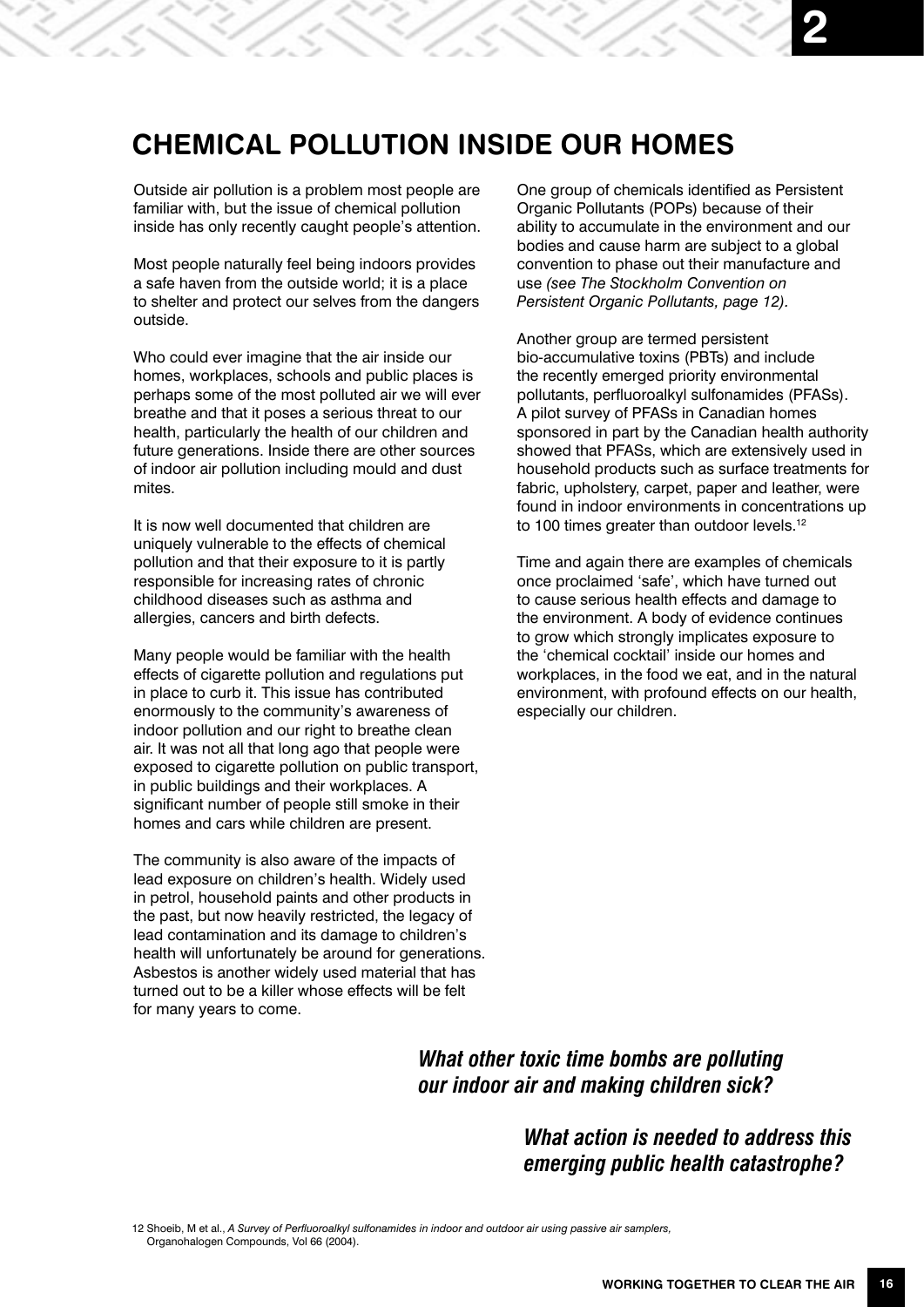# CHEMICAL POLLUTION INSIDE OUR HOMES

Outside air pollution is a problem most people are familiar with, but the issue of chemical pollution inside has only recently caught people's attention.

Most people naturally feel being indoors provides a safe haven from the outside world; it is a place to shelter and protect our selves from the dangers outside.

Who could ever imagine that the air inside our homes, workplaces, schools and public places is perhaps some of the most polluted air we will ever breathe and that it poses a serious threat to our health, particularly the health of our children and future generations. Inside there are other sources of indoor air pollution including mould and dust mites.

It is now well documented that children are uniquely vulnerable to the effects of chemical pollution and that their exposure to it is partly responsible for increasing rates of chronic childhood diseases such as asthma and allergies, cancers and birth defects.

Many people would be familiar with the health effects of cigarette pollution and regulations put in place to curb it. This issue has contributed enormously to the community's awareness of indoor pollution and our right to breathe clean air. It was not all that long ago that people were exposed to cigarette pollution on public transport, in public buildings and their workplaces. A significant number of people still smoke in their homes and cars while children are present.

The community is also aware of the impacts of lead exposure on children's health. Widely used in petrol, household paints and other products in the past, but now heavily restricted, the legacy of lead contamination and its damage to children's health will unfortunately be around for generations. Asbestos is another widely used material that has turned out to be a killer whose effects will be felt for many years to come.

One group of chemicals identified as Persistent Organic Pollutants (POPs) because of their ability to accumulate in the environment and our bodies and cause harm are subject to a global convention to phase out their manufacture and use *(see The Stockholm Convention on Persistent Organic Pollutants, page 12)*.

Another group are termed persistent bio-accumulative toxins (PBTs) and include the recently emerged priority environmental pollutants, perfluoroalkyl sulfonamides (PFASs). A pilot survey of PFASs in Canadian homes sponsored in part by the Canadian health authority showed that PFASs, which are extensively used in household products such as surface treatments for fabric, upholstery, carpet, paper and leather, were found in indoor environments in concentrations up to 100 times greater than outdoor levels.[12]

Time and again there are examples of chemicals once proclaimed 'safe', which have turned out to cause serious health effects and damage to the environment. A body of evidence continues to grow which strongly implicates exposure to the 'chemical cocktail' inside our homes and workplaces, in the food we eat, and in the natural environment, with profound effects on our health, especially our children.

***What other toxic time bombs are polluting our indoor air and making children sick?***

***What action is needed to address this emerging public health catastrophe?***

12 Shoeib, M et al., *A Survey of Perfluoroalkyl sulfonamides in indoor and outdoor air using passive air samplers,* Organohalogen Compounds, Vol 66 (2004).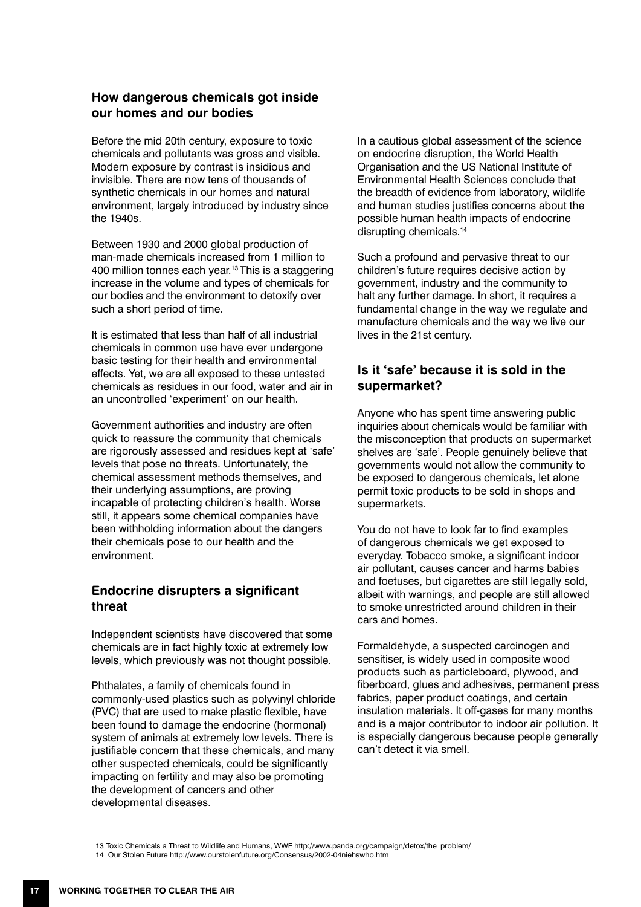## How dangerous chemicals got inside our homes and our bodies

Before the mid 20th century, exposure to toxic chemicals and pollutants was gross and visible. Modern exposure by contrast is insidious and invisible. There are now tens of thousands of synthetic chemicals in our homes and natural environment, largely introduced by industry since the 1940s.

Between 1930 and 2000 global production of man-made chemicals increased from 1 million to 400 million tonnes each year.[13] This is a staggering increase in the volume and types of chemicals for our bodies and the environment to detoxify over such a short period of time.

It is estimated that less than half of all industrial chemicals in common use have ever undergone basic testing for their health and environmental effects. Yet, we are all exposed to these untested chemicals as residues in our food, water and air in an uncontrolled 'experiment' on our health.

Government authorities and industry are often quick to reassure the community that chemicals are rigorously assessed and residues kept at 'safe' levels that pose no threats. Unfortunately, the chemical assessment methods themselves, and their underlying assumptions, are proving incapable of protecting children's health. Worse still, it appears some chemical companies have been withholding information about the dangers their chemicals pose to our health and the environment.

## Endocrine disrupters a significant threat

Independent scientists have discovered that some chemicals are in fact highly toxic at extremely low levels, which previously was not thought possible.

Phthalates, a family of chemicals found in commonly-used plastics such as polyvinyl chloride (PVC) that are used to make plastic flexible, have been found to damage the endocrine (hormonal) system of animals at extremely low levels. There is justifiable concern that these chemicals, and many other suspected chemicals, could be significantly impacting on fertility and may also be promoting the development of cancers and other developmental diseases.

In a cautious global assessment of the science on endocrine disruption, the World Health Organisation and the US National Institute of Environmental Health Sciences conclude that the breadth of evidence from laboratory, wildlife and human studies justifies concerns about the possible human health impacts of endocrine disrupting chemicals.[14]

Such a profound and pervasive threat to our children's future requires decisive action by government, industry and the community to halt any further damage. In short, it requires a fundamental change in the way we regulate and manufacture chemicals and the way we live our lives in the 21st century.

## Is it 'safe' because it is sold in the supermarket?

Anyone who has spent time answering public inquiries about chemicals would be familiar with the misconception that products on supermarket shelves are 'safe'. People genuinely believe that governments would not allow the community to be exposed to dangerous chemicals, let alone permit toxic products to be sold in shops and supermarkets.

You do not have to look far to find examples of dangerous chemicals we get exposed to everyday. Tobacco smoke, a significant indoor air pollutant, causes cancer and harms babies and foetuses, but cigarettes are still legally sold, albeit with warnings, and people are still allowed to smoke unrestricted around children in their cars and homes.

Formaldehyde, a suspected carcinogen and sensitiser, is widely used in composite wood products such as particleboard, plywood, and fiberboard, glues and adhesives, permanent press fabrics, paper product coatings, and certain insulation materials. It off-gases for many months and is a major contributor to indoor air pollution. It is especially dangerous because people generally can't detect it via smell.

13 Toxic Chemicals a Threat to Wildlife and Humans, WWF http://www.panda.org/campaign/detox/the_problem/

14 Our Stolen Future http://www.ourstolenfuture.org/Consensus/2002-04niehswho.htm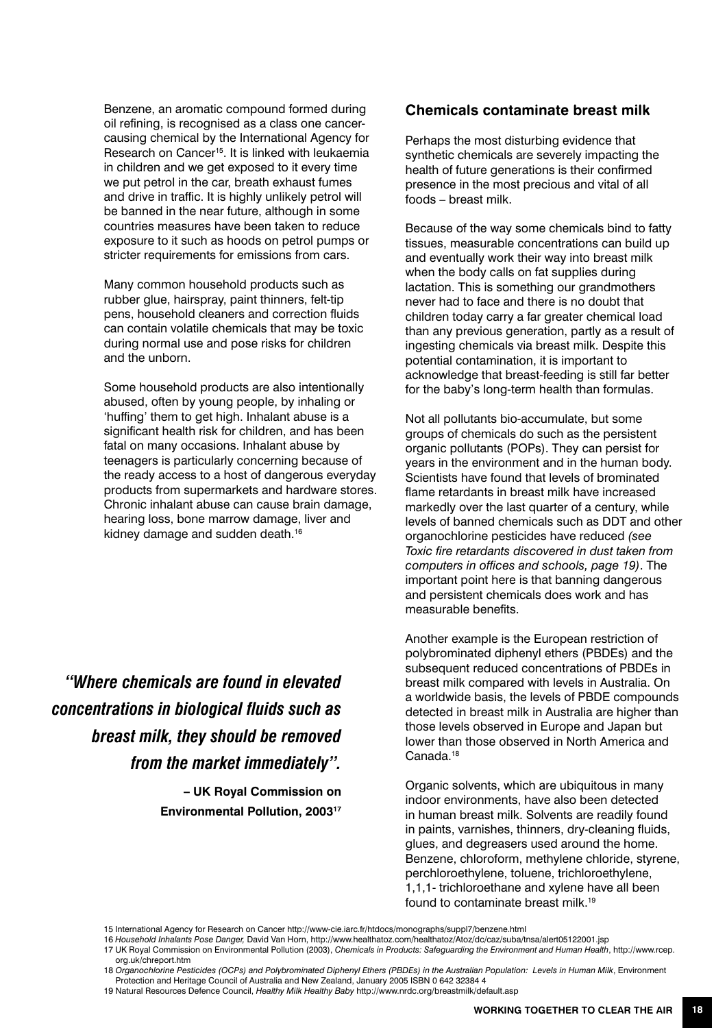Benzene, an aromatic compound formed during oil refining, is recognised as a class one cancer-causing chemical by the International Agency for Research on Cancer[15]. It is linked with leukaemia in children and we get exposed to it every time we put petrol in the car, breath exhaust fumes and drive in traffic. It is highly unlikely petrol will be banned in the near future, although in some countries measures have been taken to reduce exposure to it such as hoods on petrol pumps or stricter requirements for emissions from cars.

Many common household products such as rubber glue, hairspray, paint thinners, felt-tip pens, household cleaners and correction fluids can contain volatile chemicals that may be toxic during normal use and pose risks for children and the unborn.

Some household products are also intentionally abused, often by young people, by inhaling or 'huffing' them to get high. Inhalant abuse is a significant health risk for children, and has been fatal on many occasions. Inhalant abuse by teenagers is particularly concerning because of the ready access to a host of dangerous everyday products from supermarkets and hardware stores. Chronic inhalant abuse can cause brain damage, hearing loss, bone marrow damage, liver and kidney damage and sudden death.[16]

> ***"Where chemicals are found in elevated concentrations in biological fluids such as breast milk, they should be removed from the market immediately".***
>
> **– UK Royal Commission on Environmental Pollution, 2003[17]**

## Chemicals contaminate breast milk

Perhaps the most disturbing evidence that synthetic chemicals are severely impacting the health of future generations is their confirmed presence in the most precious and vital of all foods – breast milk.

Because of the way some chemicals bind to fatty tissues, measurable concentrations can build up and eventually work their way into breast milk when the body calls on fat supplies during lactation. This is something our grandmothers never had to face and there is no doubt that children today carry a far greater chemical load than any previous generation, partly as a result of ingesting chemicals via breast milk. Despite this potential contamination, it is important to acknowledge that breast-feeding is still far better for the baby's long-term health than formulas.

Not all pollutants bio-accumulate, but some groups of chemicals do such as the persistent organic pollutants (POPs). They can persist for years in the environment and in the human body. Scientists have found that levels of brominated flame retardants in breast milk have increased markedly over the last quarter of a century, while levels of banned chemicals such as DDT and other organochlorine pesticides have reduced *(see Toxic fire retardants discovered in dust taken from computers in offices and schools, page 19)*. The important point here is that banning dangerous and persistent chemicals does work and has measurable benefits.

Another example is the European restriction of polybrominated diphenyl ethers (PBDEs) and the subsequent reduced concentrations of PBDEs in breast milk compared with levels in Australia. On a worldwide basis, the levels of PBDE compounds detected in breast milk in Australia are higher than those levels observed in Europe and Japan but lower than those observed in North America and Canada.[18]

Organic solvents, which are ubiquitous in many indoor environments, have also been detected in human breast milk. Solvents are readily found in paints, varnishes, thinners, dry-cleaning fluids, glues, and degreasers used around the home. Benzene, chloroform, methylene chloride, styrene, perchloroethylene, toluene, trichloroethylene, 1,1,1- trichloroethane and xylene have all been found to contaminate breast milk.[19]

---

15 International Agency for Research on Cancer http://www-cie.iarc.fr/htdocs/monographs/suppl7/benzene.html

16 *Household Inhalants Pose Danger,* David Van Horn, http://www.healthatoz.com/healthatoz/Atoz/dc/caz/suba/tnsa/alert05122001.jsp

17 UK Royal Commission on Environmental Pollution (2003), *Chemicals in Products: Safeguarding the Environment and Human Health*, http://www.rcep.org.uk/chreport.htm

18 *Organochlorine Pesticides (OCPs) and Polybrominated Diphenyl Ethers (PBDEs) in the Australian Population: Levels in Human Milk*, Environment Protection and Heritage Council of Australia and New Zealand, January 2005 ISBN 0 642 32384 4

19 Natural Resources Defence Council, *Healthy Milk Healthy Baby* http://www.nrdc.org/breastmilk/default.asp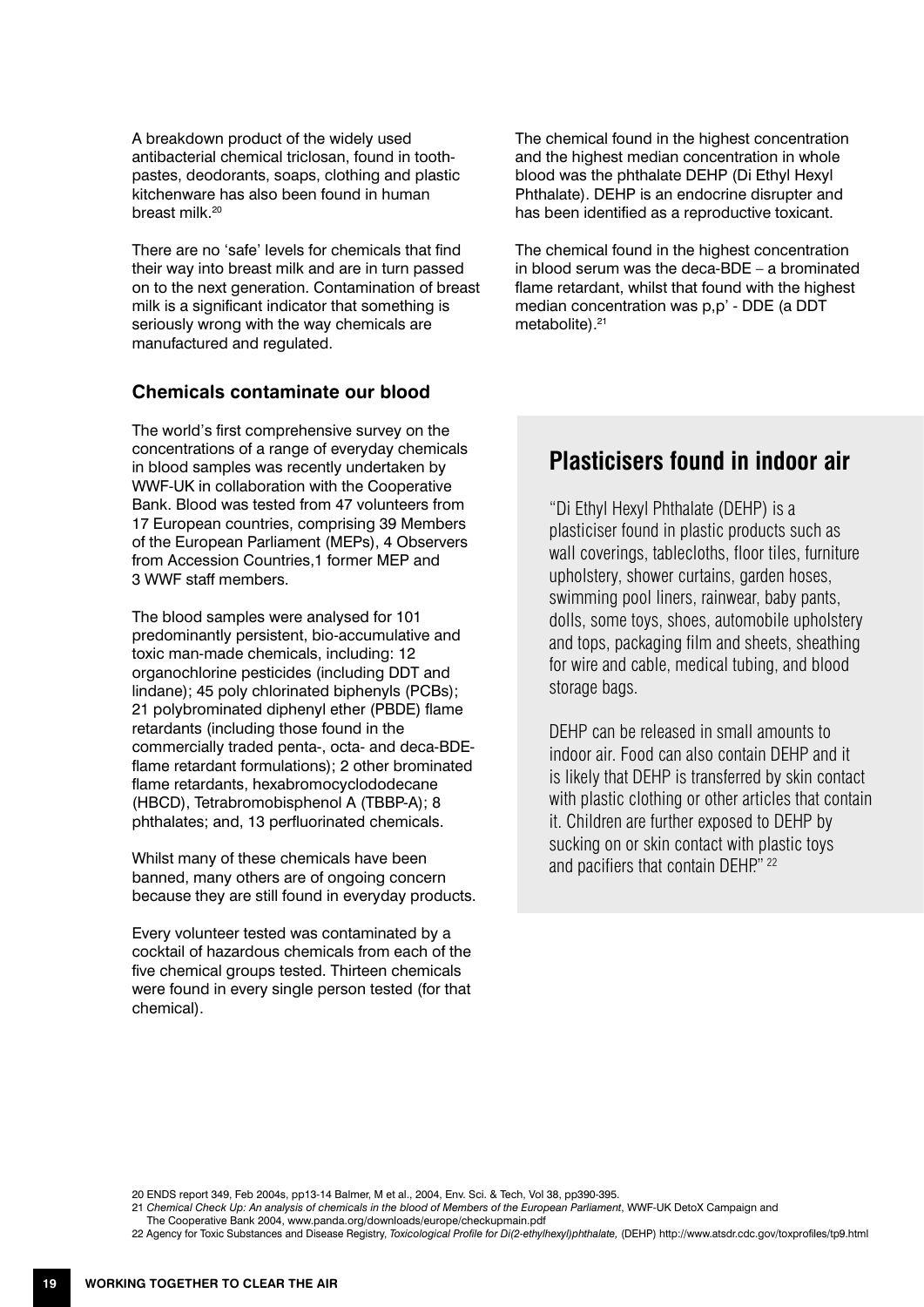A breakdown product of the widely used antibacterial chemical triclosan, found in toothpastes, deodorants, soaps, clothing and plastic kitchenware has also been found in human breast milk.[20]

There are no 'safe' levels for chemicals that find their way into breast milk and are in turn passed on to the next generation. Contamination of breast milk is a significant indicator that something is seriously wrong with the way chemicals are manufactured and regulated.

### Chemicals contaminate our blood

The world's first comprehensive survey on the concentrations of a range of everyday chemicals in blood samples was recently undertaken by WWF-UK in collaboration with the Cooperative Bank. Blood was tested from 47 volunteers from 17 European countries, comprising 39 Members of the European Parliament (MEPs), 4 Observers from Accession Countries,1 former MEP and 3 WWF staff members.

The blood samples were analysed for 101 predominantly persistent, bio-accumulative and toxic man-made chemicals, including: 12 organochlorine pesticides (including DDT and lindane); 45 poly chlorinated biphenyls (PCBs); 21 polybrominated diphenyl ether (PBDE) flame retardants (including those found in the commercially traded penta-, octa- and deca-BDE-flame retardant formulations); 2 other brominated flame retardants, hexabromocyclododecane (HBCD), Tetrabromobisphenol A (TBBP-A); 8 phthalates; and, 13 perfluorinated chemicals.

Whilst many of these chemicals have been banned, many others are of ongoing concern because they are still found in everyday products.

Every volunteer tested was contaminated by a cocktail of hazardous chemicals from each of the five chemical groups tested. Thirteen chemicals were found in every single person tested (for that chemical).

The chemical found in the highest concentration and the highest median concentration in whole blood was the phthalate DEHP (Di Ethyl Hexyl Phthalate). DEHP is an endocrine disrupter and has been identified as a reproductive toxicant.

The chemical found in the highest concentration in blood serum was the deca-BDE – a brominated flame retardant, whilst that found with the highest median concentration was p,p' - DDE (a DDT metabolite).[21]

## Plasticisers found in indoor air

"Di Ethyl Hexyl Phthalate (DEHP) is a plasticiser found in plastic products such as wall coverings, tablecloths, floor tiles, furniture upholstery, shower curtains, garden hoses, swimming pool liners, rainwear, baby pants, dolls, some toys, shoes, automobile upholstery and tops, packaging film and sheets, sheathing for wire and cable, medical tubing, and blood storage bags.

DEHP can be released in small amounts to indoor air. Food can also contain DEHP and it is likely that DEHP is transferred by skin contact with plastic clothing or other articles that contain it. Children are further exposed to DEHP by sucking on or skin contact with plastic toys and pacifiers that contain DEHP." [22]

---

20 ENDS report 349, Feb 2004s, pp13-14 Balmer, M et al., 2004, Env. Sci. & Tech, Vol 38, pp390-395.

21 *Chemical Check Up: An analysis of chemicals in the blood of Members of the European Parliament*, WWF-UK DetoX Campaign and The Cooperative Bank 2004, www.panda.org/downloads/europe/checkupmain.pdf

22 Agency for Toxic Substances and Disease Registry, *Toxicological Profile for Di(2-ethylhexyl)phthalate,* (DEHP) http://www.atsdr.cdc.gov/toxprofiles/tp9.html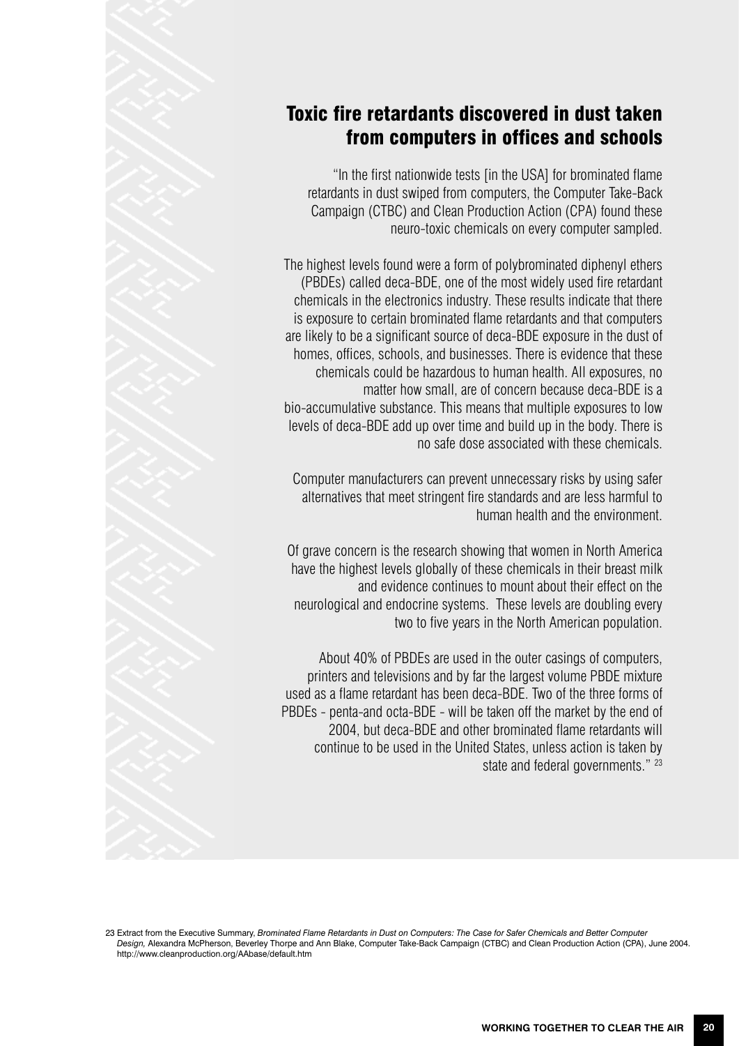## Toxic fire retardants discovered in dust taken from computers in offices and schools

"In the first nationwide tests [in the USA] for brominated flame retardants in dust swiped from computers, the Computer Take-Back Campaign (CTBC) and Clean Production Action (CPA) found these neuro-toxic chemicals on every computer sampled.

The highest levels found were a form of polybrominated diphenyl ethers (PBDEs) called deca-BDE, one of the most widely used fire retardant chemicals in the electronics industry. These results indicate that there is exposure to certain brominated flame retardants and that computers are likely to be a significant source of deca-BDE exposure in the dust of homes, offices, schools, and businesses. There is evidence that these chemicals could be hazardous to human health. All exposures, no matter how small, are of concern because deca-BDE is a bio-accumulative substance. This means that multiple exposures to low levels of deca-BDE add up over time and build up in the body. There is no safe dose associated with these chemicals.

Computer manufacturers can prevent unnecessary risks by using safer alternatives that meet stringent fire standards and are less harmful to human health and the environment.

Of grave concern is the research showing that women in North America have the highest levels globally of these chemicals in their breast milk and evidence continues to mount about their effect on the neurological and endocrine systems. These levels are doubling every two to five years in the North American population.

About 40% of PBDEs are used in the outer casings of computers, printers and televisions and by far the largest volume PBDE mixture used as a flame retardant has been deca-BDE. Two of the three forms of PBDEs - penta-and octa-BDE - will be taken off the market by the end of 2004, but deca-BDE and other brominated flame retardants will continue to be used in the United States, unless action is taken by state and federal governments." [23]

23 Extract from the Executive Summary, *Brominated Flame Retardants in Dust on Computers: The Case for Safer Chemicals and Better Computer Design,* Alexandra McPherson, Beverley Thorpe and Ann Blake, Computer Take-Back Campaign (CTBC) and Clean Production Action (CPA), June 2004. http://www.cleanproduction.org/AAbase/default.htm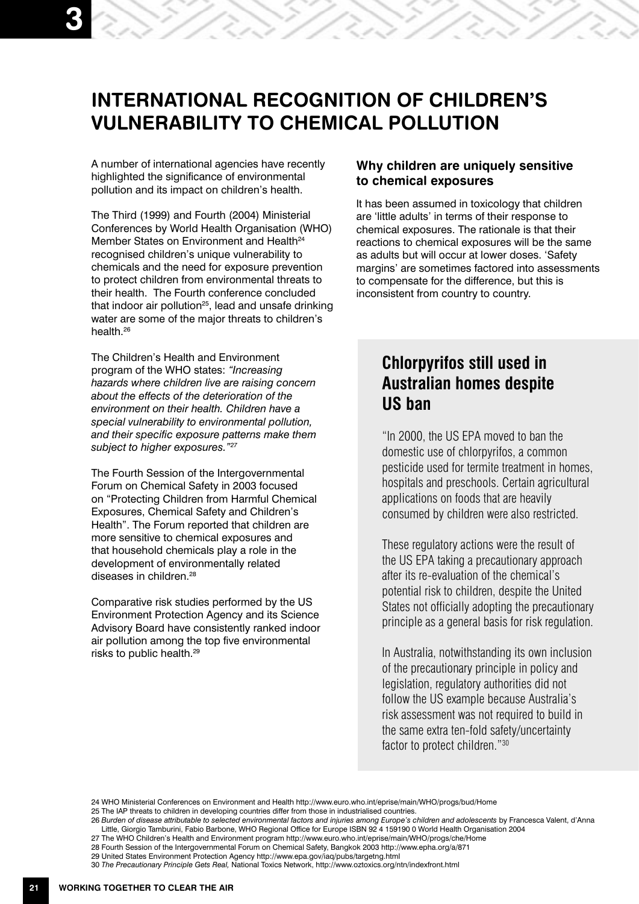# INTERNATIONAL RECOGNITION OF CHILDREN'S VULNERABILITY TO CHEMICAL POLLUTION

A number of international agencies have recently highlighted the significance of environmental pollution and its impact on children's health.

The Third (1999) and Fourth (2004) Ministerial Conferences by World Health Organisation (WHO) Member States on Environment and Health[24] recognised children's unique vulnerability to chemicals and the need for exposure prevention to protect children from environmental threats to their health. The Fourth conference concluded that indoor air pollution[25], lead and unsafe drinking water are some of the major threats to children's health.[26]

The Children's Health and Environment program of the WHO states: *"Increasing hazards where children live are raising concern about the effects of the deterioration of the environment on their health. Children have a special vulnerability to environmental pollution, and their specific exposure patterns make them subject to higher exposures."*[27]

The Fourth Session of the Intergovernmental Forum on Chemical Safety in 2003 focused on "Protecting Children from Harmful Chemical Exposures, Chemical Safety and Children's Health". The Forum reported that children are more sensitive to chemical exposures and that household chemicals play a role in the development of environmentally related diseases in children.[28]

Comparative risk studies performed by the US Environment Protection Agency and its Science Advisory Board have consistently ranked indoor air pollution among the top five environmental risks to public health.[29]

### Why children are uniquely sensitive to chemical exposures

It has been assumed in toxicology that children are 'little adults' in terms of their response to chemical exposures. The rationale is that their reactions to chemical exposures will be the same as adults but will occur at lower doses. 'Safety margins' are sometimes factored into assessments to compensate for the difference, but this is inconsistent from country to country.

## Chlorpyrifos still used in Australian homes despite US ban

"In 2000, the US EPA moved to ban the domestic use of chlorpyrifos, a common pesticide used for termite treatment in homes, hospitals and preschools. Certain agricultural applications on foods that are heavily consumed by children were also restricted.

These regulatory actions were the result of the US EPA taking a precautionary approach after its re-evaluation of the chemical's potential risk to children, despite the United States not officially adopting the precautionary principle as a general basis for risk regulation.

In Australia, notwithstanding its own inclusion of the precautionary principle in policy and legislation, regulatory authorities did not follow the US example because Australia's risk assessment was not required to build in the same extra ten-fold safety/uncertainty factor to protect children."[30]

---

24 WHO Ministerial Conferences on Environment and Health http://www.euro.who.int/eprise/main/WHO/progs/bud/Home

25 The IAP threats to children in developing countries differ from those in industrialised countries.

26 *Burden of disease attributable to selected environmental factors and injuries among Europe's children and adolescents* by Francesca Valent, d'Anna Little, Giorgio Tamburini, Fabio Barbone, WHO Regional Office for Europe ISBN 92 4 159190 0 World Health Organisation 2004

27 The WHO Children's Health and Environment program http://www.euro.who.int/eprise/main/WHO/progs/che/Home

28 Fourth Session of the Intergovernmental Forum on Chemical Safety, Bangkok 2003 http://www.epha.org/a/871

29 United States Environment Protection Agency http://www.epa.gov/iaq/pubs/targetng.html

30 *The Precautionary Principle Gets Real,* National Toxics Network, http://www.oztoxics.org/ntn/indexfront.html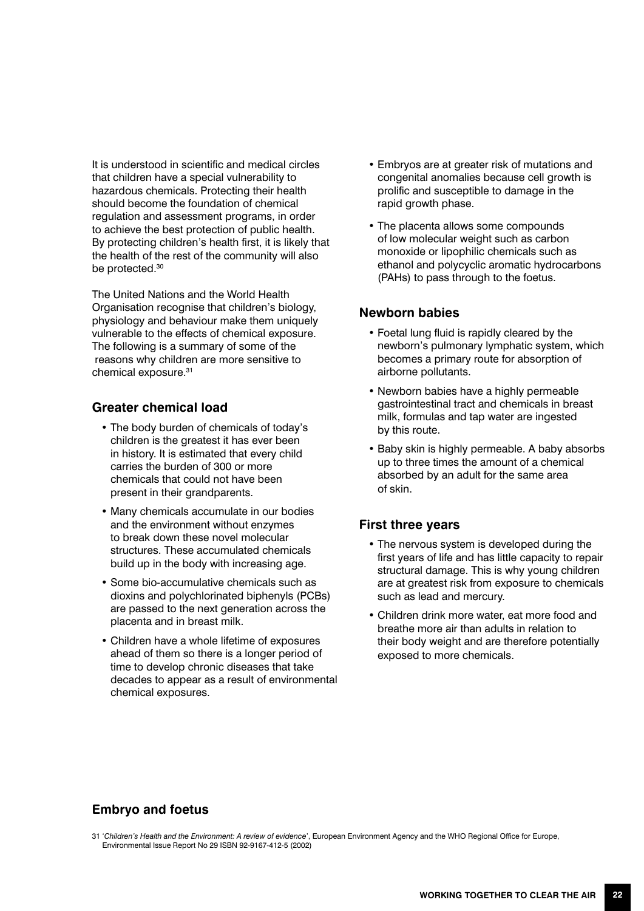It is understood in scientific and medical circles that children have a special vulnerability to hazardous chemicals. Protecting their health should become the foundation of chemical regulation and assessment programs, in order to achieve the best protection of public health. By protecting children's health first, it is likely that the health of the rest of the community will also be protected.[30]

The United Nations and the World Health Organisation recognise that children's biology, physiology and behaviour make them uniquely vulnerable to the effects of chemical exposure. The following is a summary of some of the reasons why children are more sensitive to chemical exposure.[31]

### Greater chemical load

- The body burden of chemicals of today's children is the greatest it has ever been in history. It is estimated that every child carries the burden of 300 or more chemicals that could not have been present in their grandparents.
- Many chemicals accumulate in our bodies and the environment without enzymes to break down these novel molecular structures. These accumulated chemicals build up in the body with increasing age.
- Some bio-accumulative chemicals such as dioxins and polychlorinated biphenyls (PCBs) are passed to the next generation across the placenta and in breast milk.
- Children have a whole lifetime of exposures ahead of them so there is a longer period of time to develop chronic diseases that take decades to appear as a result of environmental chemical exposures.

### Embryo and foetus

- Embryos are at greater risk of mutations and congenital anomalies because cell growth is prolific and susceptible to damage in the rapid growth phase.
- The placenta allows some compounds of low molecular weight such as carbon monoxide or lipophilic chemicals such as ethanol and polycyclic aromatic hydrocarbons (PAHs) to pass through to the foetus.

### Newborn babies

- Foetal lung fluid is rapidly cleared by the newborn's pulmonary lymphatic system, which becomes a primary route for absorption of airborne pollutants.
- Newborn babies have a highly permeable gastrointestinal tract and chemicals in breast milk, formulas and tap water are ingested by this route.
- Baby skin is highly permeable. A baby absorbs up to three times the amount of a chemical absorbed by an adult for the same area of skin.

### First three years

- The nervous system is developed during the first years of life and has little capacity to repair structural damage. This is why young children are at greatest risk from exposure to chemicals such as lead and mercury.
- Children drink more water, eat more food and breathe more air than adults in relation to their body weight and are therefore potentially exposed to more chemicals.

31 '*Children's Health and the Environment: A review of evidence*', European Environment Agency and the WHO Regional Office for Europe, Environmental Issue Report No 29 ISBN 92-9167-412-5 (2002)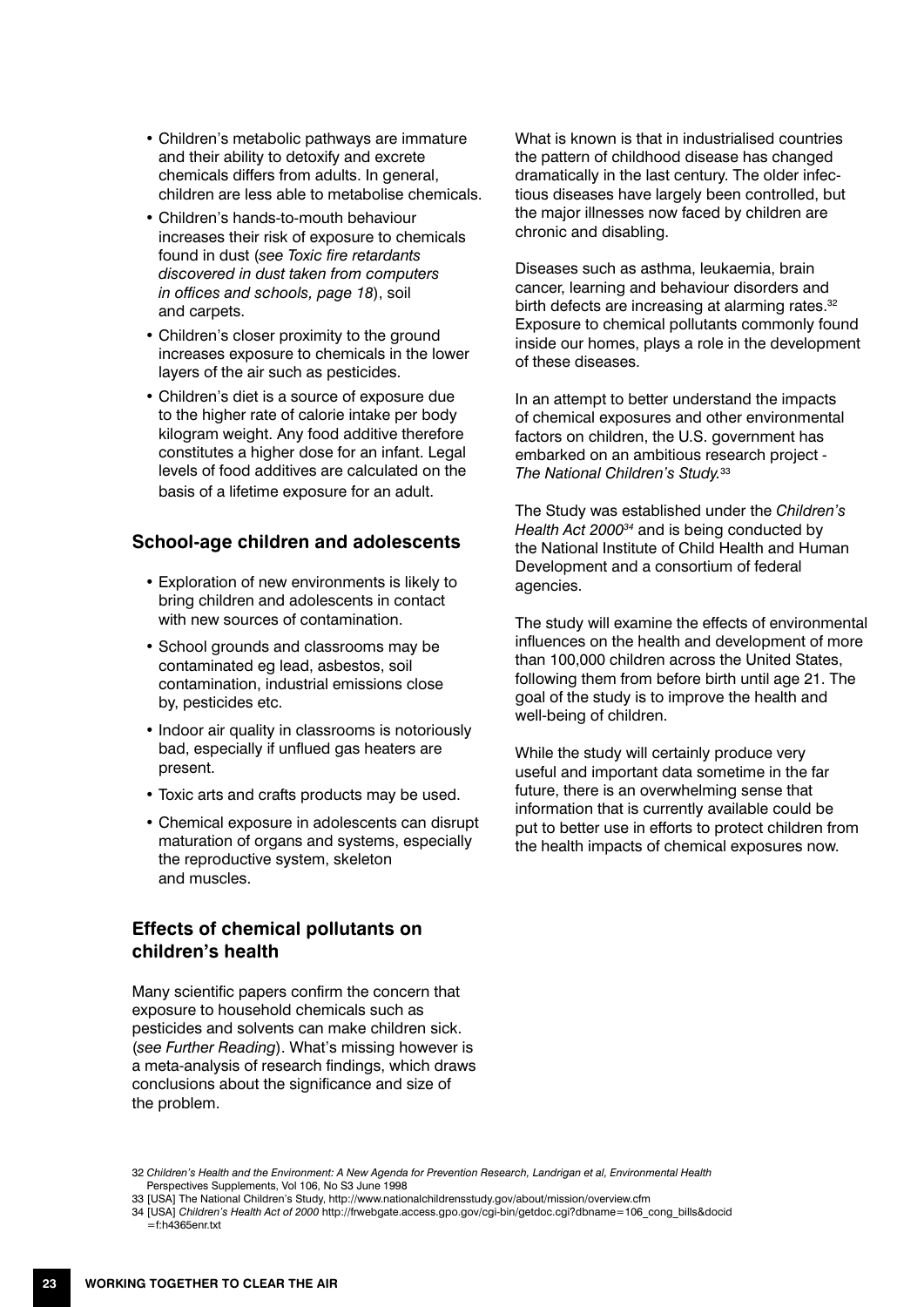- Children's metabolic pathways are immature and their ability to detoxify and excrete chemicals differs from adults. In general, children are less able to metabolise chemicals.
- Children's hands-to-mouth behaviour increases their risk of exposure to chemicals found in dust (*see Toxic fire retardants discovered in dust taken from computers in offices and schools, page 18*), soil and carpets.
- Children's closer proximity to the ground increases exposure to chemicals in the lower layers of the air such as pesticides.
- Children's diet is a source of exposure due to the higher rate of calorie intake per body kilogram weight. Any food additive therefore constitutes a higher dose for an infant. Legal levels of food additives are calculated on the basis of a lifetime exposure for an adult.

### School-age children and adolescents

- Exploration of new environments is likely to bring children and adolescents in contact with new sources of contamination.
- School grounds and classrooms may be contaminated eg lead, asbestos, soil contamination, industrial emissions close by, pesticides etc.
- Indoor air quality in classrooms is notoriously bad, especially if unflued gas heaters are present.
- Toxic arts and crafts products may be used.
- Chemical exposure in adolescents can disrupt maturation of organs and systems, especially the reproductive system, skeleton and muscles.

### Effects of chemical pollutants on children's health

Many scientific papers confirm the concern that exposure to household chemicals such as pesticides and solvents can make children sick. (*see Further Reading*). What's missing however is a meta-analysis of research findings, which draws conclusions about the significance and size of the problem.

What is known is that in industrialised countries the pattern of childhood disease has changed dramatically in the last century. The older infectious diseases have largely been controlled, but the major illnesses now faced by children are chronic and disabling.

Diseases such as asthma, leukaemia, brain cancer, learning and behaviour disorders and birth defects are increasing at alarming rates.[32] Exposure to chemical pollutants commonly found inside our homes, plays a role in the development of these diseases.

In an attempt to better understand the impacts of chemical exposures and other environmental factors on children, the U.S. government has embarked on an ambitious research project - *The National Children's Study.*[33]

The Study was established under the *Children's Health Act 2000*[34] and is being conducted by the National Institute of Child Health and Human Development and a consortium of federal agencies.

The study will examine the effects of environmental influences on the health and development of more than 100,000 children across the United States, following them from before birth until age 21. The goal of the study is to improve the health and well-being of children.

While the study will certainly produce very useful and important data sometime in the far future, there is an overwhelming sense that information that is currently available could be put to better use in efforts to protect children from the health impacts of chemical exposures now.

---

32 *Children's Health and the Environment: A New Agenda for Prevention Research, Landrigan et al, Environmental Health* Perspectives Supplements, Vol 106, No S3 June 1998

33 [USA] The National Children's Study, http://www.nationalchildrensstudy.gov/about/mission/overview.cfm

34 [USA] *Children's Health Act of 2000* http://frwebgate.access.gpo.gov/cgi-bin/getdoc.cgi?dbname=106_cong_bills&docid=f:h4365enr.txt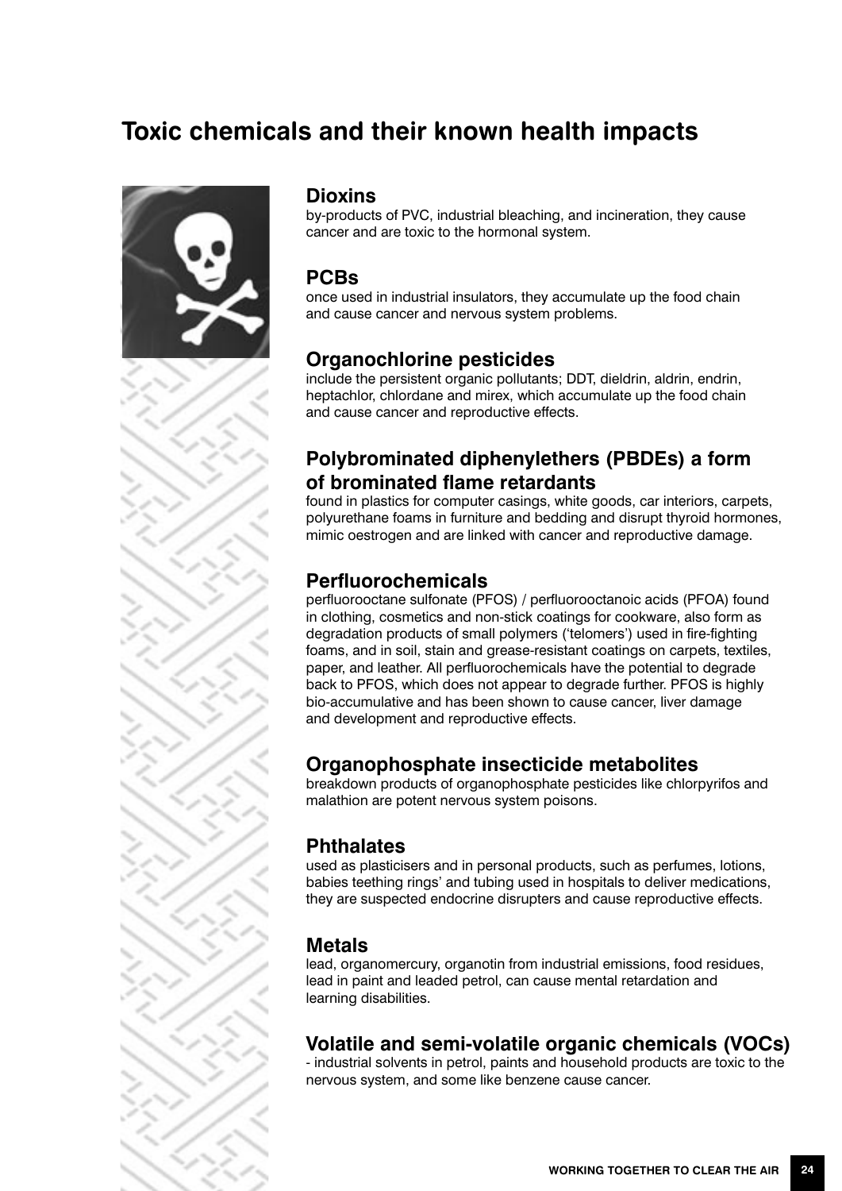# Toxic chemicals and their known health impacts

## Dioxins

by-products of PVC, industrial bleaching, and incineration, they cause cancer and are toxic to the hormonal system.

## PCBs

once used in industrial insulators, they accumulate up the food chain and cause cancer and nervous system problems.

## Organochlorine pesticides

include the persistent organic pollutants; DDT, dieldrin, aldrin, endrin, heptachlor, chlordane and mirex, which accumulate up the food chain and cause cancer and reproductive effects.

## Polybrominated diphenylethers (PBDEs) a form of brominated flame retardants

found in plastics for computer casings, white goods, car interiors, carpets, polyurethane foams in furniture and bedding and disrupt thyroid hormones, mimic oestrogen and are linked with cancer and reproductive damage.

## Perfluorochemicals

perfluorooctane sulfonate (PFOS) / perfluorooctanoic acids (PFOA) found in clothing, cosmetics and non-stick coatings for cookware, also form as degradation products of small polymers ('telomers') used in fire-fighting foams, and in soil, stain and grease-resistant coatings on carpets, textiles, paper, and leather. All perfluorochemicals have the potential to degrade back to PFOS, which does not appear to degrade further. PFOS is highly bio-accumulative and has been shown to cause cancer, liver damage and development and reproductive effects.

## Organophosphate insecticide metabolites

breakdown products of organophosphate pesticides like chlorpyrifos and malathion are potent nervous system poisons.

## Phthalates

used as plasticisers and in personal products, such as perfumes, lotions, babies teething rings' and tubing used in hospitals to deliver medications, they are suspected endocrine disrupters and cause reproductive effects.

## Metals

lead, organomercury, organotin from industrial emissions, food residues, lead in paint and leaded petrol, can cause mental retardation and learning disabilities.

## Volatile and semi-volatile organic chemicals (VOCs)

- industrial solvents in petrol, paints and household products are toxic to the nervous system, and some like benzene cause cancer.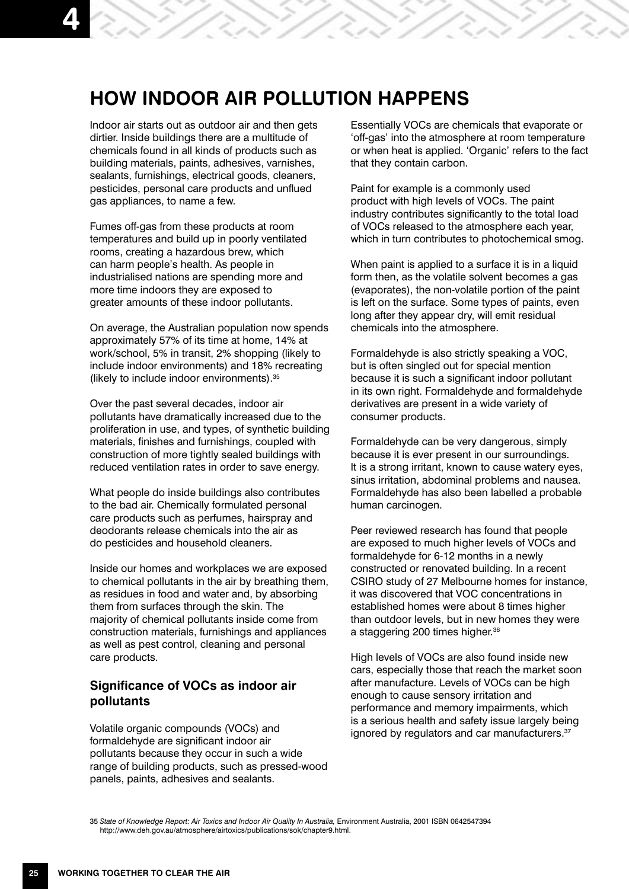# HOW INDOOR AIR POLLUTION HAPPENS

Indoor air starts out as outdoor air and then gets dirtier. Inside buildings there are a multitude of chemicals found in all kinds of products such as building materials, paints, adhesives, varnishes, sealants, furnishings, electrical goods, cleaners, pesticides, personal care products and unflued gas appliances, to name a few.

Fumes off-gas from these products at room temperatures and build up in poorly ventilated rooms, creating a hazardous brew, which can harm people's health. As people in industrialised nations are spending more and more time indoors they are exposed to greater amounts of these indoor pollutants.

On average, the Australian population now spends approximately 57% of its time at home, 14% at work/school, 5% in transit, 2% shopping (likely to include indoor environments) and 18% recreating (likely to include indoor environments).[35]

Over the past several decades, indoor air pollutants have dramatically increased due to the proliferation in use, and types, of synthetic building materials, finishes and furnishings, coupled with construction of more tightly sealed buildings with reduced ventilation rates in order to save energy.

What people do inside buildings also contributes to the bad air. Chemically formulated personal care products such as perfumes, hairspray and deodorants release chemicals into the air as do pesticides and household cleaners.

Inside our homes and workplaces we are exposed to chemical pollutants in the air by breathing them, as residues in food and water and, by absorbing them from surfaces through the skin. The majority of chemical pollutants inside come from construction materials, furnishings and appliances as well as pest control, cleaning and personal care products.

## Significance of VOCs as indoor air pollutants

Volatile organic compounds (VOCs) and formaldehyde are significant indoor air pollutants because they occur in such a wide range of building products, such as pressed-wood panels, paints, adhesives and sealants.

Essentially VOCs are chemicals that evaporate or 'off-gas' into the atmosphere at room temperature or when heat is applied. 'Organic' refers to the fact that they contain carbon.

Paint for example is a commonly used product with high levels of VOCs. The paint industry contributes significantly to the total load of VOCs released to the atmosphere each year, which in turn contributes to photochemical smog.

When paint is applied to a surface it is in a liquid form then, as the volatile solvent becomes a gas (evaporates), the non-volatile portion of the paint is left on the surface. Some types of paints, even long after they appear dry, will emit residual chemicals into the atmosphere.

Formaldehyde is also strictly speaking a VOC, but is often singled out for special mention because it is such a significant indoor pollutant in its own right. Formaldehyde and formaldehyde derivatives are present in a wide variety of consumer products.

Formaldehyde can be very dangerous, simply because it is ever present in our surroundings. It is a strong irritant, known to cause watery eyes, sinus irritation, abdominal problems and nausea. Formaldehyde has also been labelled a probable human carcinogen.

Peer reviewed research has found that people are exposed to much higher levels of VOCs and formaldehyde for 6-12 months in a newly constructed or renovated building. In a recent CSIRO study of 27 Melbourne homes for instance, it was discovered that VOC concentrations in established homes were about 8 times higher than outdoor levels, but in new homes they were a staggering 200 times higher.[36]

High levels of VOCs are also found inside new cars, especially those that reach the market soon after manufacture. Levels of VOCs can be high enough to cause sensory irritation and performance and memory impairments, which is a serious health and safety issue largely being ignored by regulators and car manufacturers.[37]

35 *State of Knowledge Report: Air Toxics and Indoor Air Quality In Australia,* Environment Australia, 2001 ISBN 0642547394 http://www.deh.gov.au/atmosphere/airtoxics/publications/sok/chapter9.html.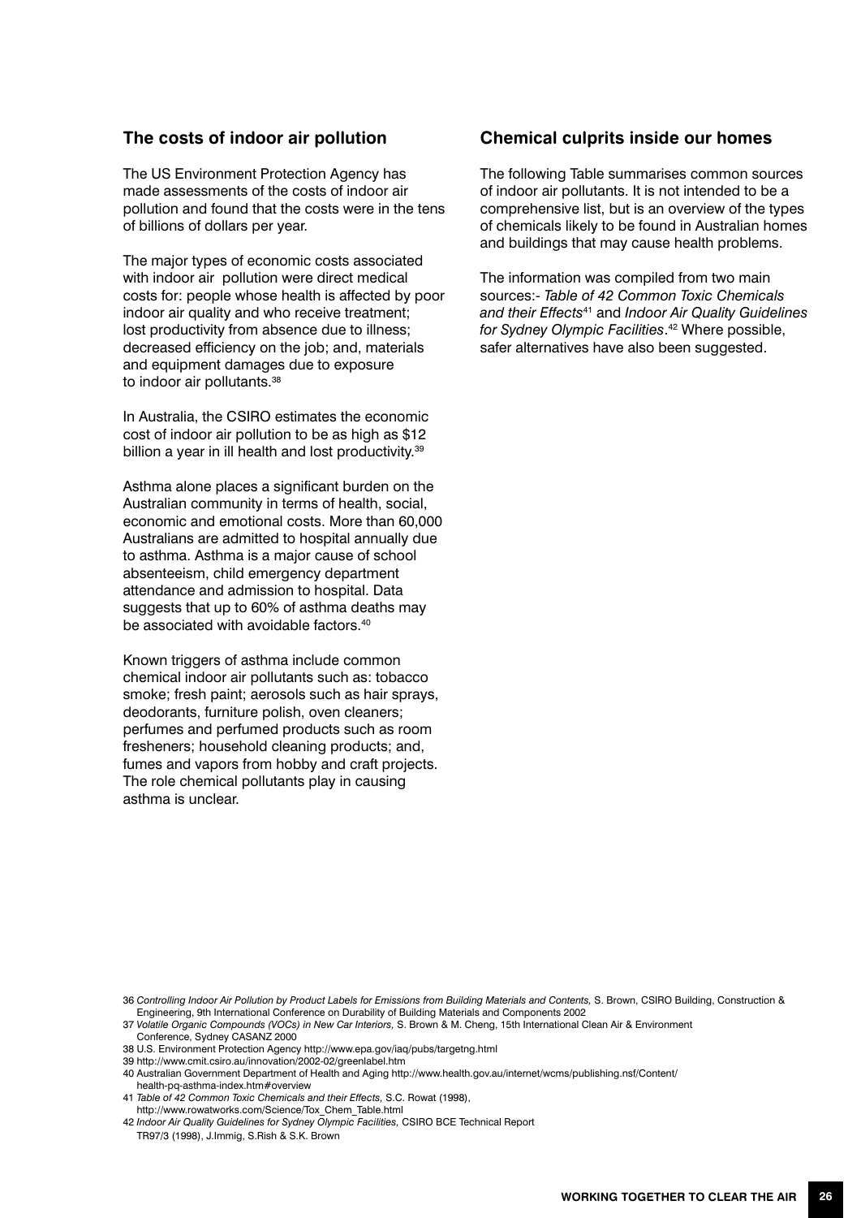## The costs of indoor air pollution

The US Environment Protection Agency has made assessments of the costs of indoor air pollution and found that the costs were in the tens of billions of dollars per year.

The major types of economic costs associated with indoor air pollution were direct medical costs for: people whose health is affected by poor indoor air quality and who receive treatment; lost productivity from absence due to illness; decreased efficiency on the job; and, materials and equipment damages due to exposure to indoor air pollutants.[38]

In Australia, the CSIRO estimates the economic cost of indoor air pollution to be as high as $12 billion a year in ill health and lost productivity.[39]

Asthma alone places a significant burden on the Australian community in terms of health, social, economic and emotional costs. More than 60,000 Australians are admitted to hospital annually due to asthma. Asthma is a major cause of school absenteeism, child emergency department attendance and admission to hospital. Data suggests that up to 60% of asthma deaths may be associated with avoidable factors.[40]

Known triggers of asthma include common chemical indoor air pollutants such as: tobacco smoke; fresh paint; aerosols such as hair sprays, deodorants, furniture polish, oven cleaners; perfumes and perfumed products such as room fresheners; household cleaning products; and, fumes and vapors from hobby and craft projects. The role chemical pollutants play in causing asthma is unclear.

## Chemical culprits inside our homes

The following Table summarises common sources of indoor air pollutants. It is not intended to be a comprehensive list, but is an overview of the types of chemicals likely to be found in Australian homes and buildings that may cause health problems.

The information was compiled from two main sources:- *Table of 42 Common Toxic Chemicals and their Effects*[41] and *Indoor Air Quality Guidelines for Sydney Olympic Facilities*.[42] Where possible, safer alternatives have also been suggested.

---

36 *Controlling Indoor Air Pollution by Product Labels for Emissions from Building Materials and Contents,* S. Brown, CSIRO Building, Construction & Engineering, 9th International Conference on Durability of Building Materials and Components 2002

37 *Volatile Organic Compounds (VOCs) in New Car Interiors,* S. Brown & M. Cheng, 15th International Clean Air & Environment Conference, Sydney CASANZ 2000

38 U.S. Environment Protection Agency http://www.epa.gov/iaq/pubs/targetng.html

39 http://www.cmit.csiro.au/innovation/2002-02/greenlabel.htm

40 Australian Government Department of Health and Aging http://www.health.gov.au/internet/wcms/publishing.nsf/Content/health-pq-asthma-index.htm#overview

41 *Table of 42 Common Toxic Chemicals and their Effects,* S.C. Rowat (1998), http://www.rowatworks.com/Science/Tox_Chem_Table.html

42 *Indoor Air Quality Guidelines for Sydney Olympic Facilities,* CSIRO BCE Technical Report TR97/3 (1998), J.Immig, S.Rish & S.K. Brown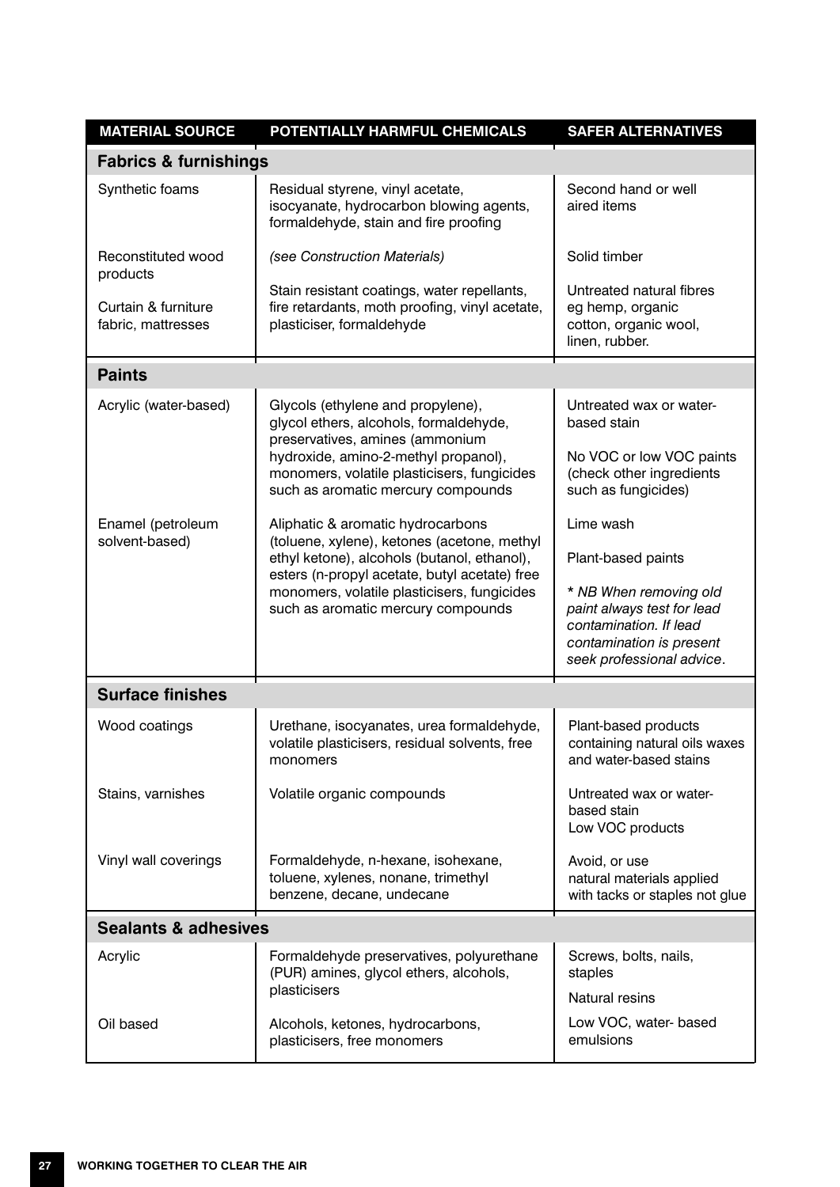| MATERIAL SOURCE | POTENTIALLY HARMFUL CHEMICALS | SAFER ALTERNATIVES |
|---|---|---|
| **Fabrics & furnishings** | | |
| Synthetic foams | Residual styrene, vinyl acetate, isocyanate, hydrocarbon blowing agents, formaldehyde, stain and fire proofing | Second hand or well aired items |
| Reconstituted wood products | *(see Construction Materials)* | Solid timber |
| Curtain & furniture fabric, mattresses | Stain resistant coatings, water repellants, fire retardants, moth proofing, vinyl acetate, plasticiser, formaldehyde | Untreated natural fibres eg hemp, organic cotton, organic wool, linen, rubber. |
| **Paints** | | |
| Acrylic (water-based) | Glycols (ethylene and propylene), glycol ethers, alcohols, formaldehyde, preservatives, amines (ammonium hydroxide, amino-2-methyl propanol), monomers, volatile plasticisers, fungicides such as aromatic mercury compounds | Untreated wax or water-based stain<br><br>No VOC or low VOC paints (check other ingredients such as fungicides) |
| Enamel (petroleum solvent-based) | Aliphatic & aromatic hydrocarbons (toluene, xylene), ketones (acetone, methyl ethyl ketone), alcohols (butanol, ethanol), esters (n-propyl acetate, butyl acetate) free monomers, volatile plasticisers, fungicides such as aromatic mercury compounds | Lime wash<br><br>Plant-based paints<br><br>*\* NB When removing old paint always test for lead contamination. If lead contamination is present seek professional advice*. |
| **Surface finishes** | | |
| Wood coatings | Urethane, isocyanates, urea formaldehyde, volatile plasticisers, residual solvents, free monomers | Plant-based products containing natural oils waxes and water-based stains |
| Stains, varnishes | Volatile organic compounds | Untreated wax or water-based stain<br>Low VOC products |
| Vinyl wall coverings | Formaldehyde, n-hexane, isohexane, toluene, xylenes, nonane, trimethyl benzene, decane, undecane | Avoid, or use natural materials applied with tacks or staples not glue |
| **Sealants & adhesives** | | |
| Acrylic | Formaldehyde preservatives, polyurethane (PUR) amines, glycol ethers, alcohols, plasticisers | Screws, bolts, nails, staples<br><br>Natural resins |
| Oil based | Alcohols, ketones, hydrocarbons, plasticisers, free monomers | Low VOC, water- based emulsions |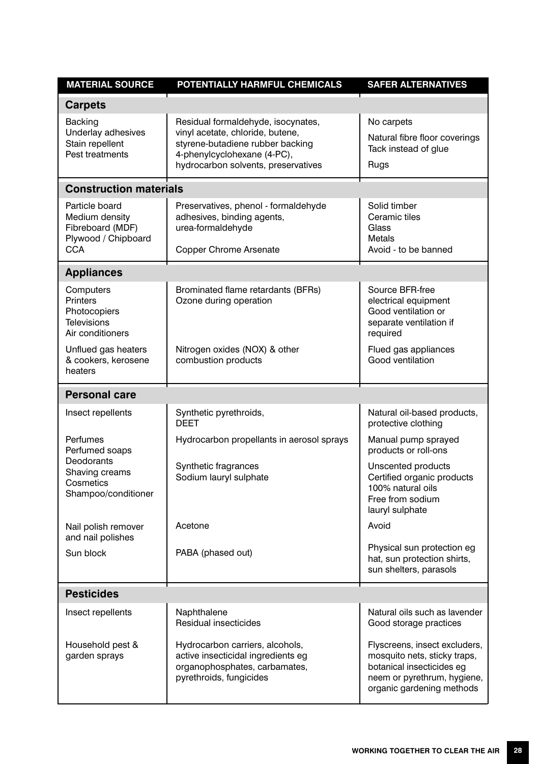| MATERIAL SOURCE | POTENTIALLY HARMFUL CHEMICALS | SAFER ALTERNATIVES |
|---|---|---|
| **Carpets** | | |
| Backing<br>Underlay adhesives<br>Stain repellent<br>Pest treatments | Residual formaldehyde, isocynates, vinyl acetate, chloride, butene, styrene-butadiene rubber backing 4-phenylcyclohexane (4-PC), hydrocarbon solvents, preservatives | No carpets<br>Natural fibre floor coverings<br>Tack instead of glue<br>Rugs |
| **Construction materials** | | |
| Particle board<br>Medium density Fibreboard (MDF)<br>Plywood / Chipboard | Preservatives, phenol - formaldehyde adhesives, binding agents, urea-formaldehyde | Solid timber<br>Ceramic tiles<br>Glass<br>Metals |
| CCA | Copper Chrome Arsenate | Avoid - to be banned |
| **Appliances** | | |
| Computers<br>Printers<br>Photocopiers<br>Televisions<br>Air conditioners | Brominated flame retardants (BFRs)<br>Ozone during operation | Source BFR-free electrical equipment<br>Good ventilation or separate ventilation if required |
| Unflued gas heaters & cookers, kerosene heaters | Nitrogen oxides (NOX) & other combustion products | Flued gas appliances<br>Good ventilation |
| **Personal care** | | |
| Insect repellents | Synthetic pyrethroids, DEET | Natural oil-based products, protective clothing |
| Perfumes<br>Perfumed soaps<br>Deodorants<br>Shaving creams<br>Cosmetics<br>Shampoo/conditioner | Hydrocarbon propellants in aerosol sprays<br>Synthetic fragrances<br>Sodium lauryl sulphate | Manual pump sprayed products or roll-ons<br>Unscented products<br>Certified organic products<br>100% natural oils<br>Free from sodium lauryl sulphate |
| Nail polish remover and nail polishes | Acetone | Avoid |
| Sun block | PABA (phased out) | Physical sun protection eg hat, sun protection shirts, sun shelters, parasols |
| **Pesticides** | | |
| Insect repellents | Naphthalene<br>Residual insecticides | Natural oils such as lavender<br>Good storage practices |
| Household pest & garden sprays | Hydrocarbon carriers, alcohols, active insecticidal ingredients eg organophosphates, carbamates, pyrethroids, fungicides | Flyscreens, insect excluders, mosquito nets, sticky traps, botanical insecticides eg neem or pyrethrum, hygiene, organic gardening methods |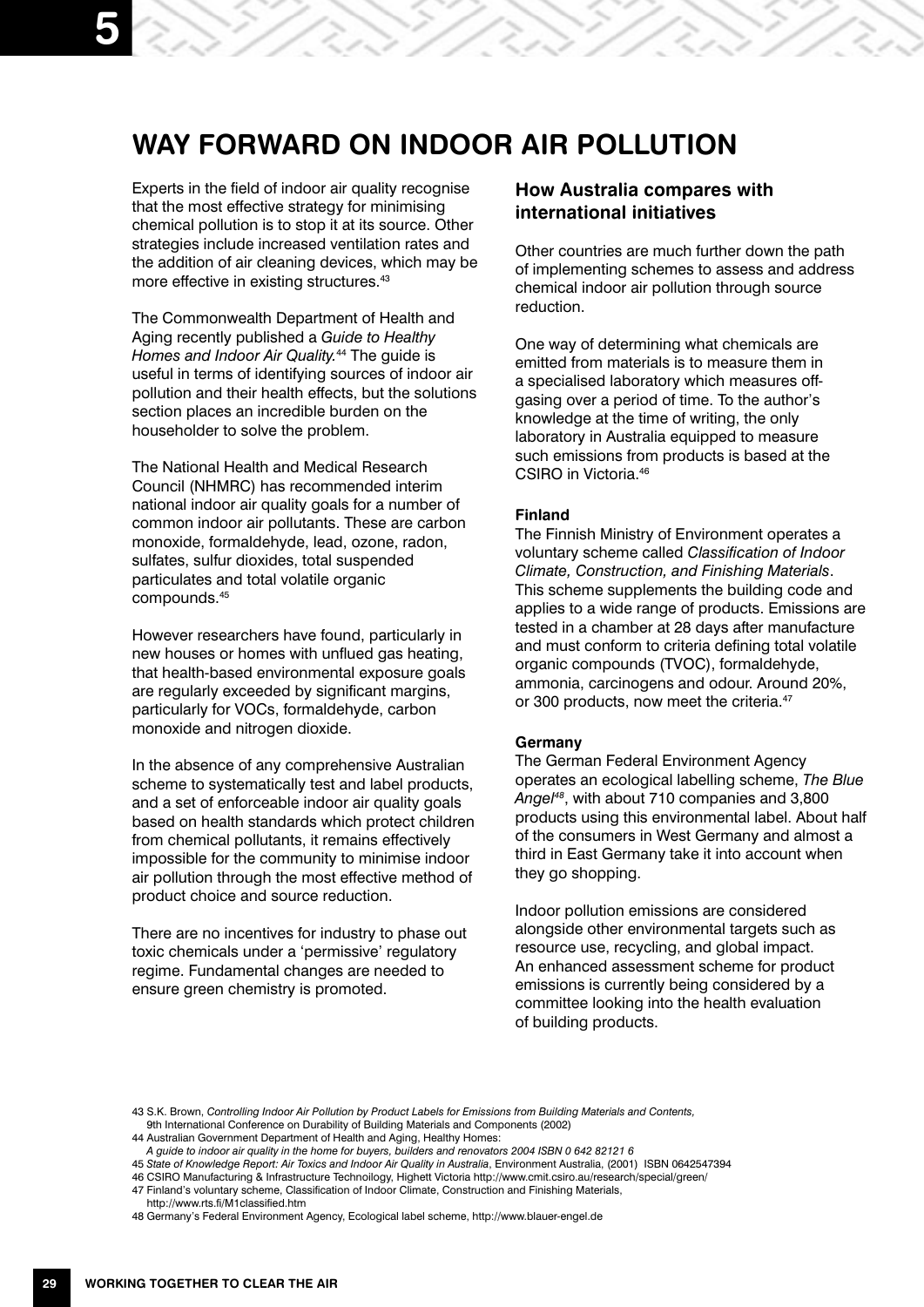# WAY FORWARD ON INDOOR AIR POLLUTION

Experts in the field of indoor air quality recognise that the most effective strategy for minimising chemical pollution is to stop it at its source. Other strategies include increased ventilation rates and the addition of air cleaning devices, which may be more effective in existing structures.[43]

The Commonwealth Department of Health and Aging recently published a *Guide to Healthy Homes and Indoor Air Quality.*[44] The guide is useful in terms of identifying sources of indoor air pollution and their health effects, but the solutions section places an incredible burden on the householder to solve the problem.

The National Health and Medical Research Council (NHMRC) has recommended interim national indoor air quality goals for a number of common indoor air pollutants. These are carbon monoxide, formaldehyde, lead, ozone, radon, sulfates, sulfur dioxides, total suspended particulates and total volatile organic compounds.[45]

However researchers have found, particularly in new houses or homes with unflued gas heating, that health-based environmental exposure goals are regularly exceeded by significant margins, particularly for VOCs, formaldehyde, carbon monoxide and nitrogen dioxide.

In the absence of any comprehensive Australian scheme to systematically test and label products, and a set of enforceable indoor air quality goals based on health standards which protect children from chemical pollutants, it remains effectively impossible for the community to minimise indoor air pollution through the most effective method of product choice and source reduction.

There are no incentives for industry to phase out toxic chemicals under a 'permissive' regulatory regime. Fundamental changes are needed to ensure green chemistry is promoted.

## How Australia compares with international initiatives

Other countries are much further down the path of implementing schemes to assess and address chemical indoor air pollution through source reduction.

One way of determining what chemicals are emitted from materials is to measure them in a specialised laboratory which measures off-gasing over a period of time. To the author's knowledge at the time of writing, the only laboratory in Australia equipped to measure such emissions from products is based at the CSIRO in Victoria.[46]

### Finland

The Finnish Ministry of Environment operates a voluntary scheme called *Classification of Indoor Climate, Construction, and Finishing Materials*. This scheme supplements the building code and applies to a wide range of products. Emissions are tested in a chamber at 28 days after manufacture and must conform to criteria defining total volatile organic compounds (TVOC), formaldehyde, ammonia, carcinogens and odour. Around 20%, or 300 products, now meet the criteria.[47]

### Germany

The German Federal Environment Agency operates an ecological labelling scheme, *The Blue Angel*[48], with about 710 companies and 3,800 products using this environmental label. About half of the consumers in West Germany and almost a third in East Germany take it into account when they go shopping.

Indoor pollution emissions are considered alongside other environmental targets such as resource use, recycling, and global impact. An enhanced assessment scheme for product emissions is currently being considered by a committee looking into the health evaluation of building products.

---

43 S.K. Brown, *Controlling Indoor Air Pollution by Product Labels for Emissions from Building Materials and Contents,* 9th International Conference on Durability of Building Materials and Components (2002)

44 Australian Government Department of Health and Aging, Healthy Homes: *A guide to indoor air quality in the home for buyers, builders and renovators 2004 ISBN 0 642 82121 6*

45 *State of Knowledge Report: Air Toxics and Indoor Air Quality in Australia*, Environment Australia, (2001) ISBN 0642547394

46 CSIRO Manufacturing & Infrastructure Technoilogy, Highett Victoria http://www.cmit.csiro.au/research/special/green/

47 Finland's voluntary scheme, Classification of Indoor Climate, Construction and Finishing Materials, http://www.rts.fi/M1classified.htm

48 Germany's Federal Environment Agency, Ecological label scheme, http://www.blauer-engel.de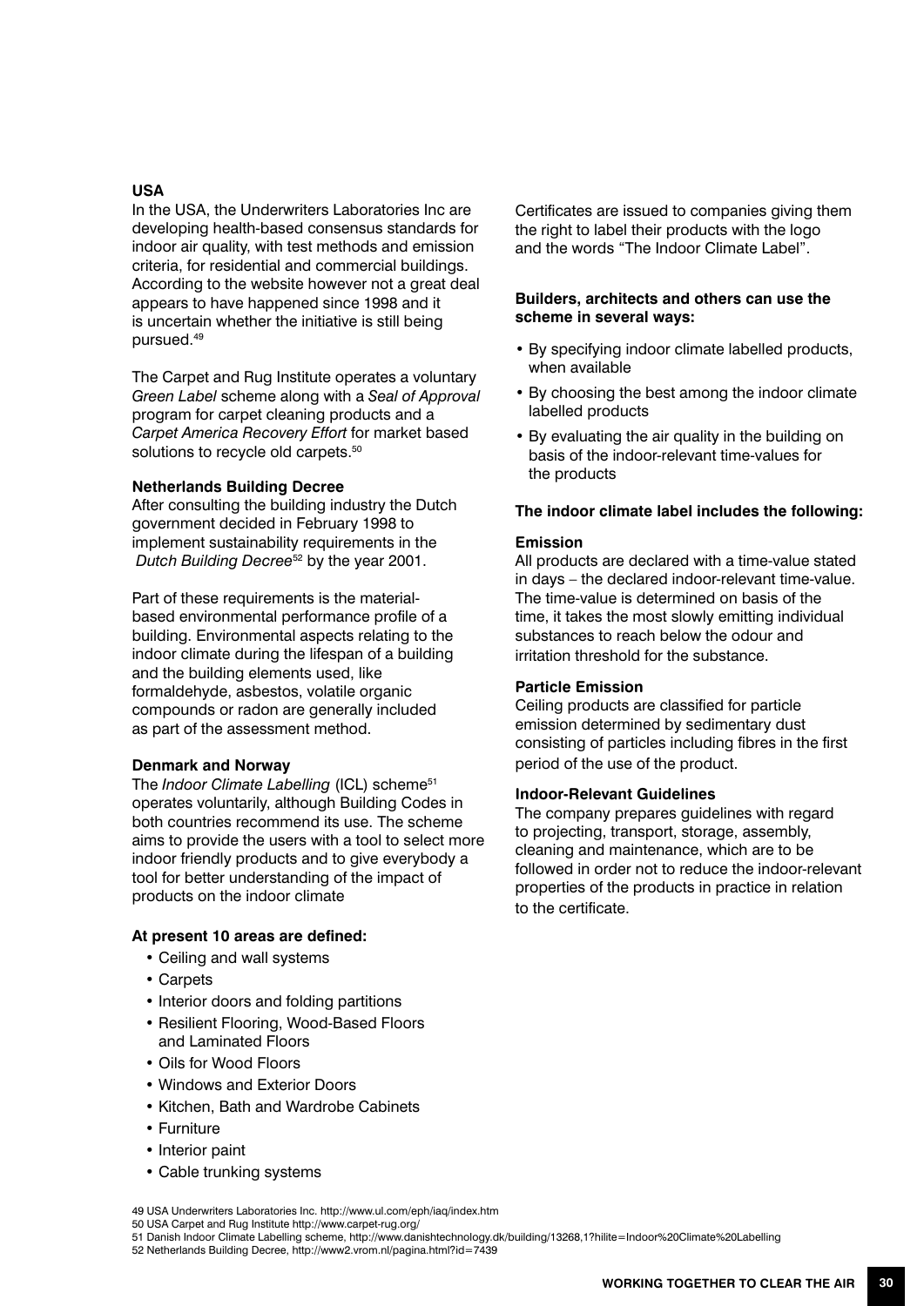## USA

In the USA, the Underwriters Laboratories Inc are developing health-based consensus standards for indoor air quality, with test methods and emission criteria, for residential and commercial buildings. According to the website however not a great deal appears to have happened since 1998 and it is uncertain whether the initiative is still being pursued.[49]

The Carpet and Rug Institute operates a voluntary *Green Label* scheme along with a *Seal of Approval* program for carpet cleaning products and a *Carpet America Recovery Effort* for market based solutions to recycle old carpets.[50]

## Netherlands Building Decree

After consulting the building industry the Dutch government decided in February 1998 to implement sustainability requirements in the *Dutch Building Decree*[52] by the year 2001.

Part of these requirements is the material-based environmental performance profile of a building. Environmental aspects relating to the indoor climate during the lifespan of a building and the building elements used, like formaldehyde, asbestos, volatile organic compounds or radon are generally included as part of the assessment method.

## Denmark and Norway

The *Indoor Climate Labelling* (ICL) scheme[51] operates voluntarily, although Building Codes in both countries recommend its use. The scheme aims to provide the users with a tool to select more indoor friendly products and to give everybody a tool for better understanding of the impact of products on the indoor climate

**At present 10 areas are defined:**

- Ceiling and wall systems
- Carpets
- Interior doors and folding partitions
- Resilient Flooring, Wood-Based Floors and Laminated Floors
- Oils for Wood Floors
- Windows and Exterior Doors
- Kitchen, Bath and Wardrobe Cabinets
- Furniture
- Interior paint
- Cable trunking systems

Certificates are issued to companies giving them the right to label their products with the logo and the words "The Indoor Climate Label".

**Builders, architects and others can use the scheme in several ways:**

- By specifying indoor climate labelled products, when available
- By choosing the best among the indoor climate labelled products
- By evaluating the air quality in the building on basis of the indoor-relevant time-values for the products

**The indoor climate label includes the following:**

### Emission

All products are declared with a time-value stated in days – the declared indoor-relevant time-value. The time-value is determined on basis of the time, it takes the most slowly emitting individual substances to reach below the odour and irritation threshold for the substance.

### Particle Emission

Ceiling products are classified for particle emission determined by sedimentary dust consisting of particles including fibres in the first period of the use of the product.

### Indoor-Relevant Guidelines

The company prepares guidelines with regard to projecting, transport, storage, assembly, cleaning and maintenance, which are to be followed in order not to reduce the indoor-relevant properties of the products in practice in relation to the certificate.

---

49 USA Underwriters Laboratories Inc. http://www.ul.com/eph/iaq/index.htm
50 USA Carpet and Rug Institute http://www.carpet-rug.org/
51 Danish Indoor Climate Labelling scheme, http://www.danishtechnology.dk/building/13268,1?hilite=Indoor%20Climate%20Labelling
52 Netherlands Building Decree, http://www2.vrom.nl/pagina.html?id=7439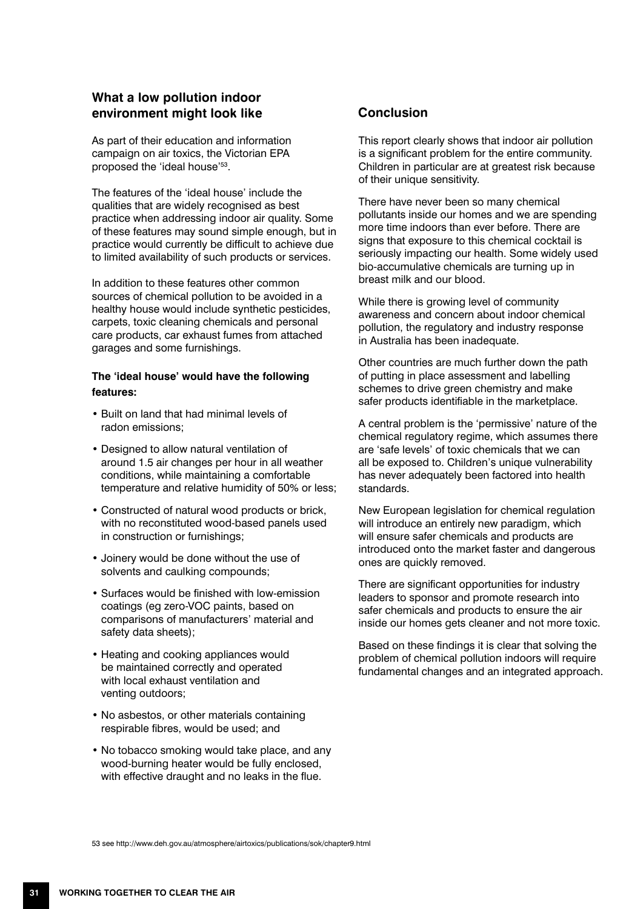## What a low pollution indoor environment might look like

As part of their education and information campaign on air toxics, the Victorian EPA proposed the 'ideal house'[53].

The features of the 'ideal house' include the qualities that are widely recognised as best practice when addressing indoor air quality. Some of these features may sound simple enough, but in practice would currently be difficult to achieve due to limited availability of such products or services.

In addition to these features other common sources of chemical pollution to be avoided in a healthy house would include synthetic pesticides, carpets, toxic cleaning chemicals and personal care products, car exhaust fumes from attached garages and some furnishings.

**The 'ideal house' would have the following features:**

- Built on land that had minimal levels of radon emissions;
- Designed to allow natural ventilation of around 1.5 air changes per hour in all weather conditions, while maintaining a comfortable temperature and relative humidity of 50% or less;
- Constructed of natural wood products or brick, with no reconstituted wood-based panels used in construction or furnishings;
- Joinery would be done without the use of solvents and caulking compounds;
- Surfaces would be finished with low-emission coatings (eg zero-VOC paints, based on comparisons of manufacturers' material and safety data sheets);
- Heating and cooking appliances would be maintained correctly and operated with local exhaust ventilation and venting outdoors;
- No asbestos, or other materials containing respirable fibres, would be used; and
- No tobacco smoking would take place, and any wood-burning heater would be fully enclosed, with effective draught and no leaks in the flue.

## Conclusion

This report clearly shows that indoor air pollution is a significant problem for the entire community. Children in particular are at greatest risk because of their unique sensitivity.

There have never been so many chemical pollutants inside our homes and we are spending more time indoors than ever before. There are signs that exposure to this chemical cocktail is seriously impacting our health. Some widely used bio-accumulative chemicals are turning up in breast milk and our blood.

While there is growing level of community awareness and concern about indoor chemical pollution, the regulatory and industry response in Australia has been inadequate.

Other countries are much further down the path of putting in place assessment and labelling schemes to drive green chemistry and make safer products identifiable in the marketplace.

A central problem is the 'permissive' nature of the chemical regulatory regime, which assumes there are 'safe levels' of toxic chemicals that we can all be exposed to. Children's unique vulnerability has never adequately been factored into health standards.

New European legislation for chemical regulation will introduce an entirely new paradigm, which will ensure safer chemicals and products are introduced onto the market faster and dangerous ones are quickly removed.

There are significant opportunities for industry leaders to sponsor and promote research into safer chemicals and products to ensure the air inside our homes gets cleaner and not more toxic.

Based on these findings it is clear that solving the problem of chemical pollution indoors will require fundamental changes and an integrated approach.

53 see http://www.deh.gov.au/atmosphere/airtoxics/publications/sok/chapter9.html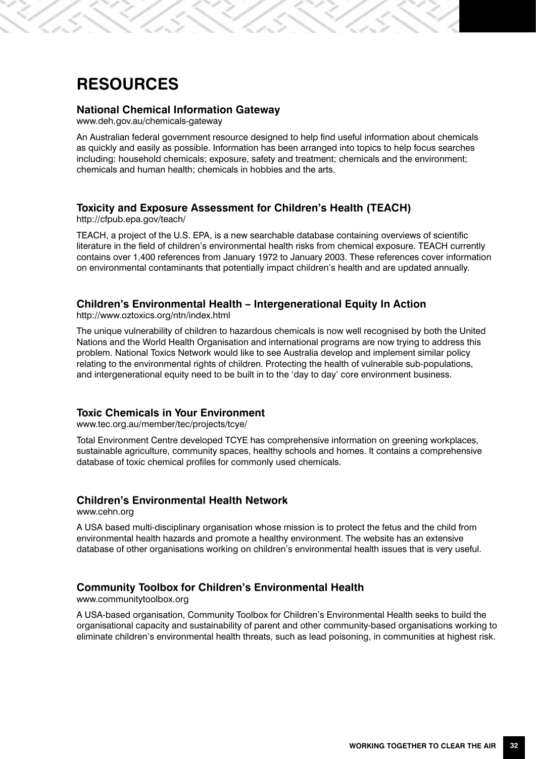# RESOURCES

## National Chemical Information Gateway

www.deh.gov.au/chemicals-gateway

An Australian federal government resource designed to help find useful information about chemicals as quickly and easily as possible. Information has been arranged into topics to help focus searches including: household chemicals; exposure, safety and treatment; chemicals and the environment; chemicals and human health; chemicals in hobbies and the arts.

## Toxicity and Exposure Assessment for Children's Health (TEACH)

http://cfpub.epa.gov/teach/

TEACH, a project of the U.S. EPA, is a new searchable database containing overviews of scientific literature in the field of children's environmental health risks from chemical exposure. TEACH currently contains over 1,400 references from January 1972 to January 2003. These references cover information on environmental contaminants that potentially impact children's health and are updated annually.

## Children's Environmental Health – Intergenerational Equity In Action

http://www.oztoxics.org/ntn/index.html

The unique vulnerability of children to hazardous chemicals is now well recognised by both the United Nations and the World Health Organisation and international programs are now trying to address this problem. National Toxics Network would like to see Australia develop and implement similar policy relating to the environmental rights of children. Protecting the health of vulnerable sub-populations, and intergenerational equity need to be built in to the 'day to day' core environment business.

## Toxic Chemicals in Your Environment

www.tec.org.au/member/tec/projects/tcye/

Total Environment Centre developed TCYE has comprehensive information on greening workplaces, sustainable agriculture, community spaces, healthy schools and homes. It contains a comprehensive database of toxic chemical profiles for commonly used chemicals.

## Children's Environmental Health Network

www.cehn.org

A USA based multi-disciplinary organisation whose mission is to protect the fetus and the child from environmental health hazards and promote a healthy environment. The website has an extensive database of other organisations working on children's environmental health issues that is very useful.

## Community Toolbox for Children's Environmental Health

www.communitytoolbox.org

A USA-based organisation, Community Toolbox for Children's Environmental Health seeks to build the organisational capacity and sustainability of parent and other community-based organisations working to eliminate children's environmental health threats, such as lead poisoning, in communities at highest risk.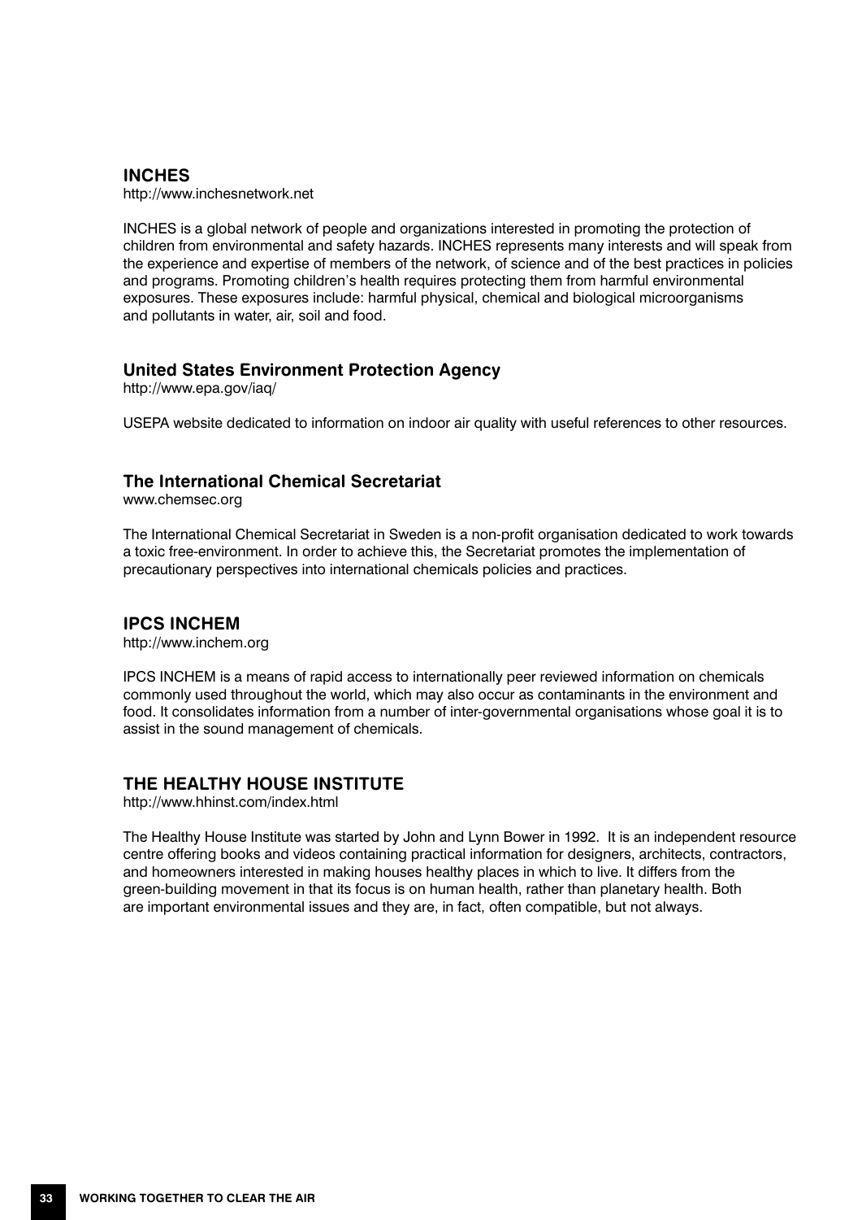## INCHES

http://www.inchesnetwork.net

INCHES is a global network of people and organizations interested in promoting the protection of children from environmental and safety hazards. INCHES represents many interests and will speak from the experience and expertise of members of the network, of science and of the best practices in policies and programs. Promoting children's health requires protecting them from harmful environmental exposures. These exposures include: harmful physical, chemical and biological microorganisms and pollutants in water, air, soil and food.

## United States Environment Protection Agency

http://www.epa.gov/iaq/

USEPA website dedicated to information on indoor air quality with useful references to other resources.

## The International Chemical Secretariat

www.chemsec.org

The International Chemical Secretariat in Sweden is a non-profit organisation dedicated to work towards a toxic free-environment. In order to achieve this, the Secretariat promotes the implementation of precautionary perspectives into international chemicals policies and practices.

## IPCS INCHEM

http://www.inchem.org

IPCS INCHEM is a means of rapid access to internationally peer reviewed information on chemicals commonly used throughout the world, which may also occur as contaminants in the environment and food. It consolidates information from a number of inter-governmental organisations whose goal it is to assist in the sound management of chemicals.

## THE HEALTHY HOUSE INSTITUTE

http://www.hhinst.com/index.html

The Healthy House Institute was started by John and Lynn Bower in 1992. It is an independent resource centre offering books and videos containing practical information for designers, architects, contractors, and homeowners interested in making houses healthy places in which to live. It differs from the green-building movement in that its focus is on human health, rather than planetary health. Both are important environmental issues and they are, in fact, often compatible, but not always.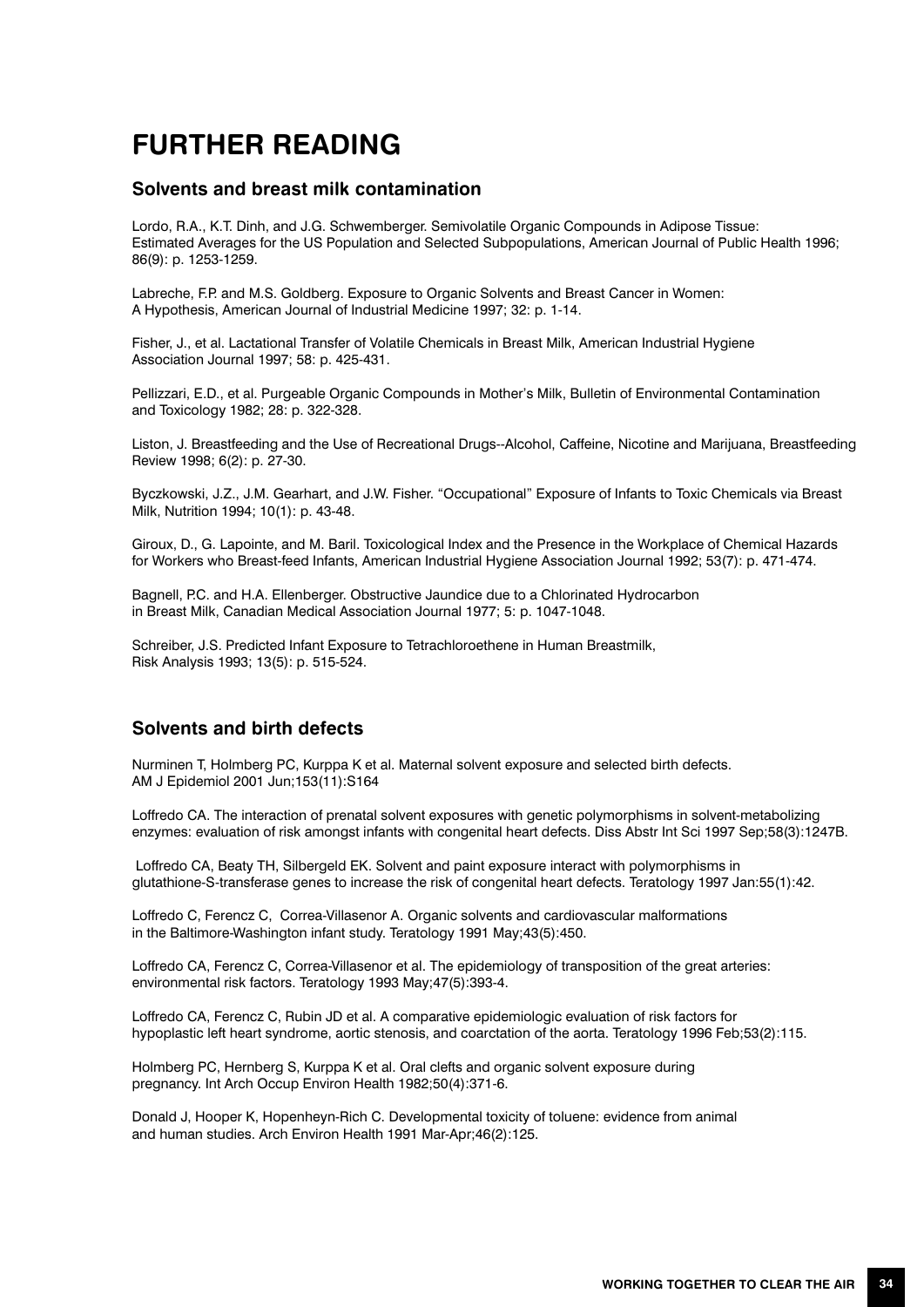# FURTHER READING

## Solvents and breast milk contamination

Lordo, R.A., K.T. Dinh, and J.G. Schwemberger. Semivolatile Organic Compounds in Adipose Tissue: Estimated Averages for the US Population and Selected Subpopulations, American Journal of Public Health 1996; 86(9): p. 1253-1259.

Labreche, F.P. and M.S. Goldberg. Exposure to Organic Solvents and Breast Cancer in Women: A Hypothesis, American Journal of Industrial Medicine 1997; 32: p. 1-14.

Fisher, J., et al. Lactational Transfer of Volatile Chemicals in Breast Milk, American Industrial Hygiene Association Journal 1997; 58: p. 425-431.

Pellizzari, E.D., et al. Purgeable Organic Compounds in Mother's Milk, Bulletin of Environmental Contamination and Toxicology 1982; 28: p. 322-328.

Liston, J. Breastfeeding and the Use of Recreational Drugs--Alcohol, Caffeine, Nicotine and Marijuana, Breastfeeding Review 1998; 6(2): p. 27-30.

Byczkowski, J.Z., J.M. Gearhart, and J.W. Fisher. "Occupational" Exposure of Infants to Toxic Chemicals via Breast Milk, Nutrition 1994; 10(1): p. 43-48.

Giroux, D., G. Lapointe, and M. Baril. Toxicological Index and the Presence in the Workplace of Chemical Hazards for Workers who Breast-feed Infants, American Industrial Hygiene Association Journal 1992; 53(7): p. 471-474.

Bagnell, P.C. and H.A. Ellenberger. Obstructive Jaundice due to a Chlorinated Hydrocarbon in Breast Milk, Canadian Medical Association Journal 1977; 5: p. 1047-1048.

Schreiber, J.S. Predicted Infant Exposure to Tetrachloroethene in Human Breastmilk, Risk Analysis 1993; 13(5): p. 515-524.

## Solvents and birth defects

Nurminen T, Holmberg PC, Kurppa K et al. Maternal solvent exposure and selected birth defects. AM J Epidemiol 2001 Jun;153(11):S164

Loffredo CA. The interaction of prenatal solvent exposures with genetic polymorphisms in solvent-metabolizing enzymes: evaluation of risk amongst infants with congenital heart defects. Diss Abstr Int Sci 1997 Sep;58(3):1247B.

Loffredo CA, Beaty TH, Silbergeld EK. Solvent and paint exposure interact with polymorphisms in glutathione-S-transferase genes to increase the risk of congenital heart defects. Teratology 1997 Jan:55(1):42.

Loffredo C, Ferencz C, Correa-Villasenor A. Organic solvents and cardiovascular malformations in the Baltimore-Washington infant study. Teratology 1991 May;43(5):450.

Loffredo CA, Ferencz C, Correa-Villasenor et al. The epidemiology of transposition of the great arteries: environmental risk factors. Teratology 1993 May;47(5):393-4.

Loffredo CA, Ferencz C, Rubin JD et al. A comparative epidemiologic evaluation of risk factors for hypoplastic left heart syndrome, aortic stenosis, and coarctation of the aorta. Teratology 1996 Feb;53(2):115.

Holmberg PC, Hernberg S, Kurppa K et al. Oral clefts and organic solvent exposure during pregnancy. Int Arch Occup Environ Health 1982;50(4):371-6.

Donald J, Hooper K, Hopenheyn-Rich C. Developmental toxicity of toluene: evidence from animal and human studies. Arch Environ Health 1991 Mar-Apr;46(2):125.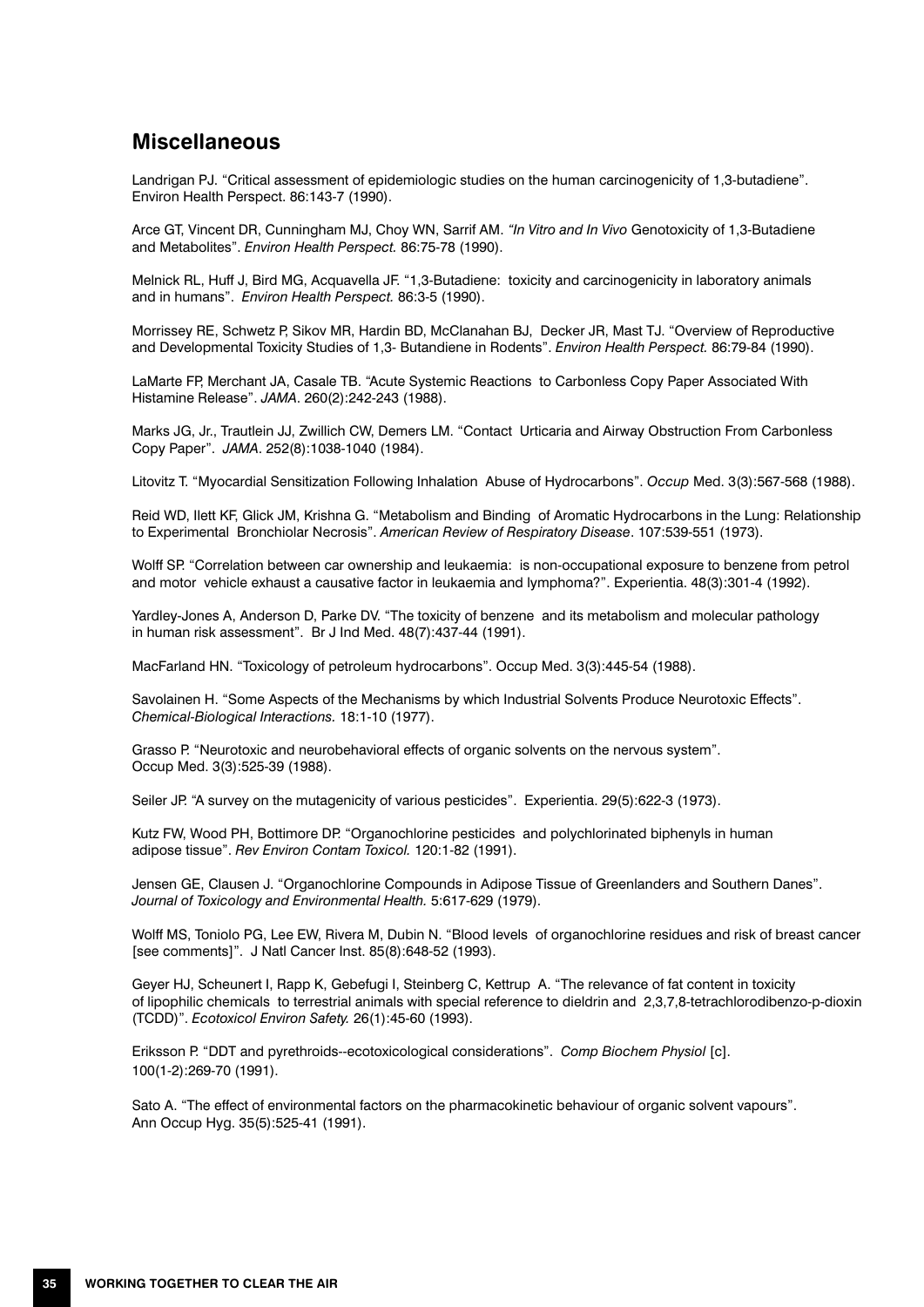## Miscellaneous

Landrigan PJ. “Critical assessment of epidemiologic studies on the human carcinogenicity of 1,3-butadiene”. Environ Health Perspect. 86:143-7 (1990).

Arce GT, Vincent DR, Cunningham MJ, Choy WN, Sarrif AM. *“In Vitro and In Vivo* Genotoxicity of 1,3-Butadiene and Metabolites”. *Environ Health Perspect.* 86:75-78 (1990).

Melnick RL, Huff J, Bird MG, Acquavella JF. “1,3-Butadiene: toxicity and carcinogenicity in laboratory animals and in humans”. *Environ Health Perspect.* 86:3-5 (1990).

Morrissey RE, Schwetz P, Sikov MR, Hardin BD, McClanahan BJ, Decker JR, Mast TJ. “Overview of Reproductive and Developmental Toxicity Studies of 1,3- Butandiene in Rodents”. *Environ Health Perspect.* 86:79-84 (1990).

LaMarte FP, Merchant JA, Casale TB. “Acute Systemic Reactions to Carbonless Copy Paper Associated With Histamine Release”. *JAMA*. 260(2):242-243 (1988).

Marks JG, Jr., Trautlein JJ, Zwillich CW, Demers LM. “Contact Urticaria and Airway Obstruction From Carbonless Copy Paper”. *JAMA*. 252(8):1038-1040 (1984).

Litovitz T. “Myocardial Sensitization Following Inhalation Abuse of Hydrocarbons”. *Occup* Med. 3(3):567-568 (1988).

Reid WD, Ilett KF, Glick JM, Krishna G. “Metabolism and Binding of Aromatic Hydrocarbons in the Lung: Relationship to Experimental Bronchiolar Necrosis”. *American Review of Respiratory Disease*. 107:539-551 (1973).

Wolff SP. “Correlation between car ownership and leukaemia: is non-occupational exposure to benzene from petrol and motor vehicle exhaust a causative factor in leukaemia and lymphoma?”. Experientia. 48(3):301-4 (1992).

Yardley-Jones A, Anderson D, Parke DV. “The toxicity of benzene and its metabolism and molecular pathology in human risk assessment”. Br J Ind Med. 48(7):437-44 (1991).

MacFarland HN. “Toxicology of petroleum hydrocarbons”. Occup Med. 3(3):445-54 (1988).

Savolainen H. “Some Aspects of the Mechanisms by which Industrial Solvents Produce Neurotoxic Effects”. *Chemical-Biological Interactions.* 18:1-10 (1977).

Grasso P. “Neurotoxic and neurobehavioral effects of organic solvents on the nervous system”. Occup Med. 3(3):525-39 (1988).

Seiler JP. “A survey on the mutagenicity of various pesticides”. Experientia. 29(5):622-3 (1973).

Kutz FW, Wood PH, Bottimore DP. “Organochlorine pesticides and polychlorinated biphenyls in human adipose tissue”. *Rev Environ Contam Toxicol.* 120:1-82 (1991).

Jensen GE, Clausen J. “Organochlorine Compounds in Adipose Tissue of Greenlanders and Southern Danes”. *Journal of Toxicology and Environmental Health.* 5:617-629 (1979).

Wolff MS, Toniolo PG, Lee EW, Rivera M, Dubin N. “Blood levels of organochlorine residues and risk of breast cancer [see comments]”. J Natl Cancer Inst. 85(8):648-52 (1993).

Geyer HJ, Scheunert I, Rapp K, Gebefugi I, Steinberg C, Kettrup A. “The relevance of fat content in toxicity of lipophilic chemicals to terrestrial animals with special reference to dieldrin and 2,3,7,8-tetrachlorodibenzo-p-dioxin (TCDD)”. *Ecotoxicol Environ Safety.* 26(1):45-60 (1993).

Eriksson P. “DDT and pyrethroids--ecotoxicological considerations”. *Comp Biochem Physiol* [c]. 100(1-2):269-70 (1991).

Sato A. “The effect of environmental factors on the pharmacokinetic behaviour of organic solvent vapours”. Ann Occup Hyg. 35(5):525-41 (1991).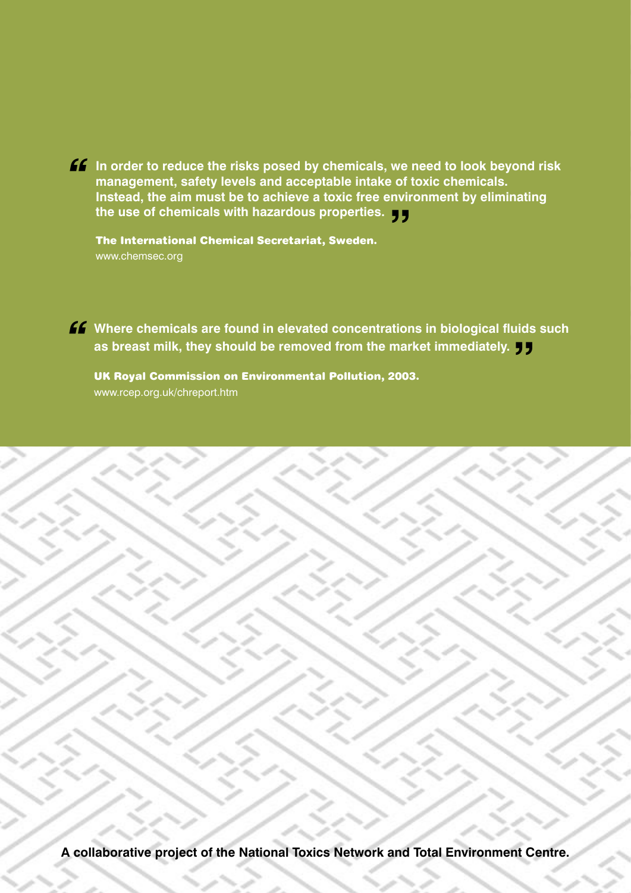> **"In order to reduce the risks posed by chemicals, we need to look beyond risk management, safety levels and acceptable intake of toxic chemicals. Instead, the aim must be to achieve a toxic free environment by eliminating the use of chemicals with hazardous properties."**

**The International Chemical Secretariat, Sweden.**
www.chemsec.org

> **"Where chemicals are found in elevated concentrations in biological fluids such as breast milk, they should be removed from the market immediately."**

**UK Royal Commission on Environmental Pollution, 2003.**
www.rcep.org.uk/chreport.htm

**A collaborative project of the National Toxics Network and Total Environment Centre.**